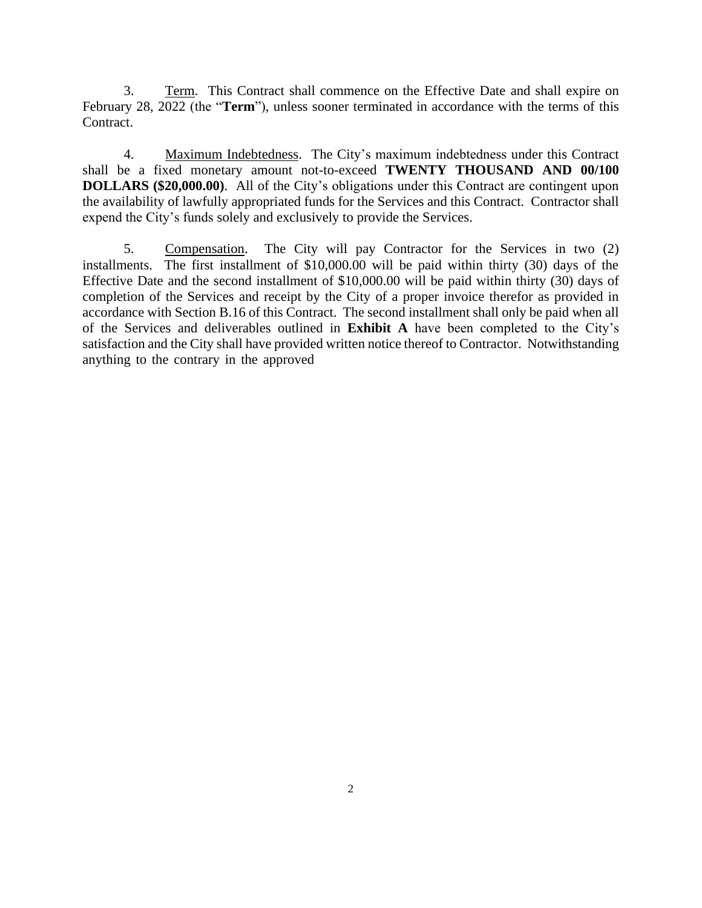3. Term. This Contract shall commence on the Effective Date and shall expire on February 28, 2022 (the "**Term**"), unless sooner terminated in accordance with the terms of this Contract.

4. Maximum Indebtedness. The City's maximum indebtedness under this Contract shall be a fixed monetary amount not-to-exceed **TWENTY THOUSAND AND 00/100 DOLLARS ($20,000.00)**. All of the City's obligations under this Contract are contingent upon the availability of lawfully appropriated funds for the Services and this Contract. Contractor shall expend the City's funds solely and exclusively to provide the Services.

5. Compensation. The City will pay Contractor for the Services in two (2) installments. The first installment of $10,000.00 will be paid within thirty (30) days of the Effective Date and the second installment of $10,000.00 will be paid within thirty (30) days of completion of the Services and receipt by the City of a proper invoice therefor as provided in accordance with Section B.16 of this Contract. The second installment shall only be paid when all of the Services and deliverables outlined in **Exhibit A** have been completed to the City's satisfaction and the City shall have provided written notice thereof to Contractor. Notwithstanding anything to the contrary in the approved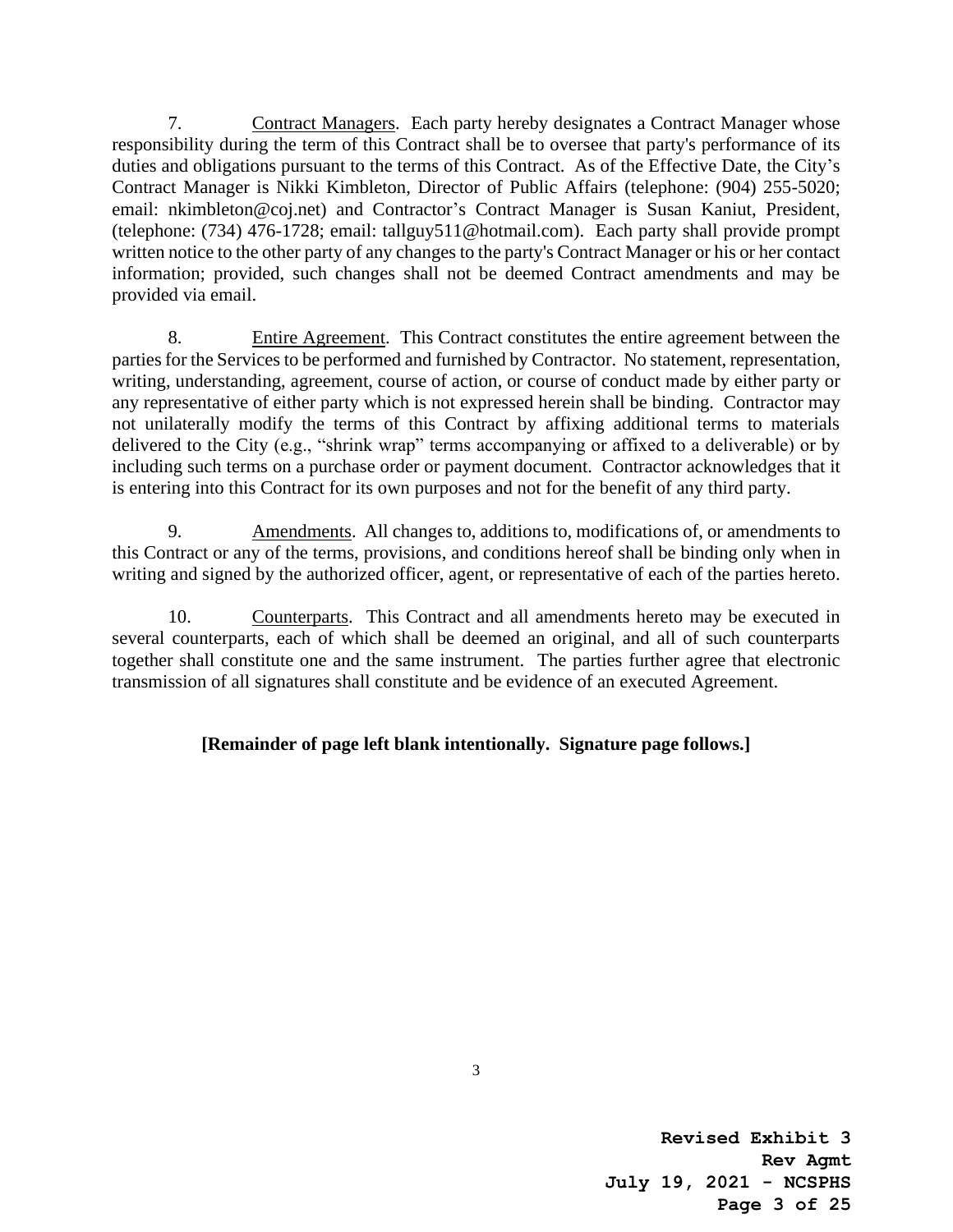7. Contract Managers. Each party hereby designates a Contract Manager whose responsibility during the term of this Contract shall be to oversee that party's performance of its duties and obligations pursuant to the terms of this Contract. As of the Effective Date, the City's Contract Manager is Nikki Kimbleton, Director of Public Affairs (telephone: (904) 255-5020; email: nkimbleton@coj.net) and Contractor's Contract Manager is Susan Kaniut, President, (telephone: (734) 476-1728; email: tallguy511@hotmail.com). Each party shall provide prompt written notice to the other party of any changes to the party's Contract Manager or his or her contact information; provided, such changes shall not be deemed Contract amendments and may be provided via email.

8. Entire Agreement. This Contract constitutes the entire agreement between the parties for the Services to be performed and furnished by Contractor. No statement, representation, writing, understanding, agreement, course of action, or course of conduct made by either party or any representative of either party which is not expressed herein shall be binding. Contractor may not unilaterally modify the terms of this Contract by affixing additional terms to materials delivered to the City (e.g., "shrink wrap" terms accompanying or affixed to a deliverable) or by including such terms on a purchase order or payment document. Contractor acknowledges that it is entering into this Contract for its own purposes and not for the benefit of any third party.

9. Amendments. All changes to, additions to, modifications of, or amendments to this Contract or any of the terms, provisions, and conditions hereof shall be binding only when in writing and signed by the authorized officer, agent, or representative of each of the parties hereto.

10. Counterparts. This Contract and all amendments hereto may be executed in several counterparts, each of which shall be deemed an original, and all of such counterparts together shall constitute one and the same instrument. The parties further agree that electronic transmission of all signatures shall constitute and be evidence of an executed Agreement.

**[Remainder of page left blank intentionally. Signature page follows.]**

**Revised Exhibit 3**
**Rev Agmt**
**July 19, 2021 - NCSPHS**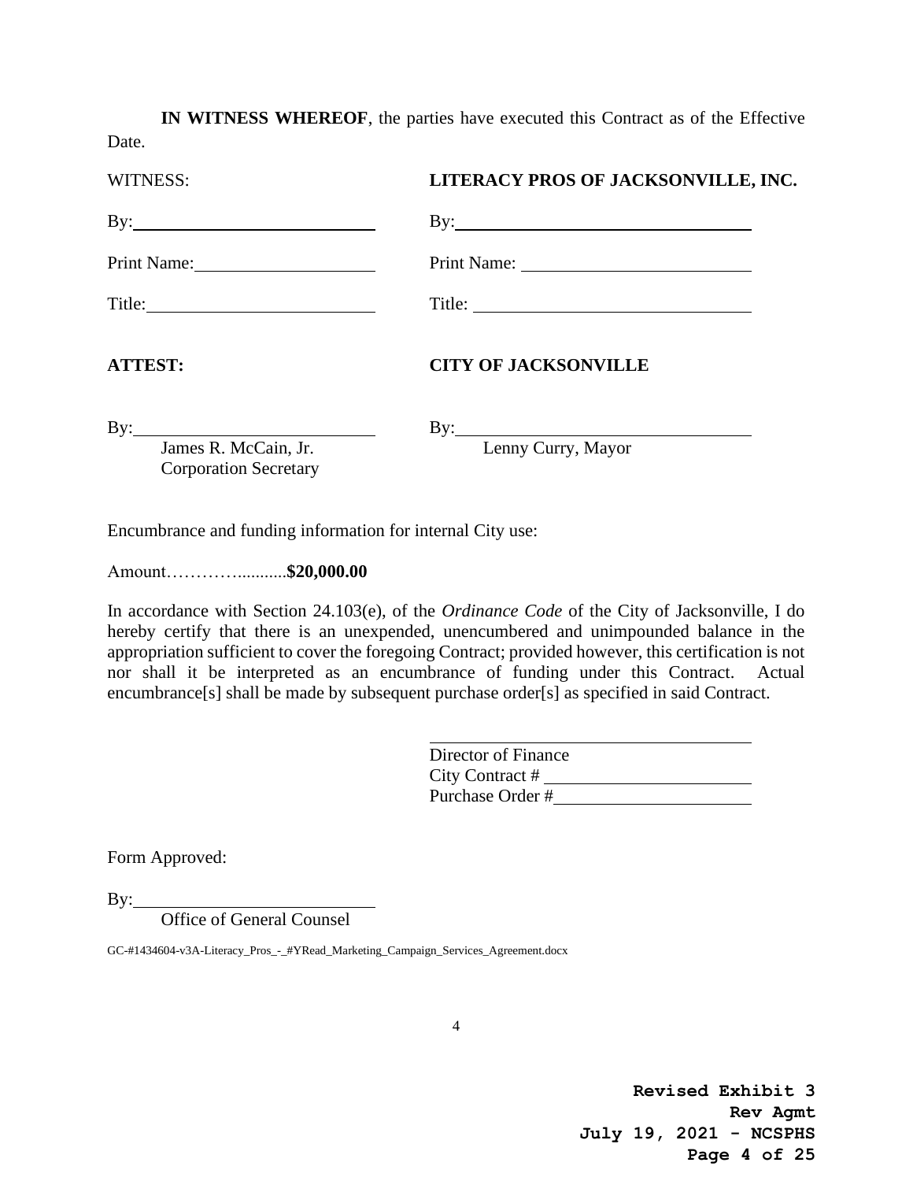**IN WITNESS WHEREOF**, the parties have executed this Contract as of the Effective Date.

| WITNESS: | **LITERACY PROS OF JACKSONVILLE, INC.** |
| --- | --- |
| By:______________________ | By:______________________ |
| Print Name:______________ | Print Name:______________ |
| Title:___________________ | Title:___________________ |

| **ATTEST:** | **CITY OF JACKSONVILLE** |
| --- | --- |
| By:______________________<br>James R. McCain, Jr.<br>Corporation Secretary | By:______________________<br>Lenny Curry, Mayor |

Encumbrance and funding information for internal City use:

Amount……….........**$20,000.00**

In accordance with Section 24.103(e), of the *Ordinance Code* of the City of Jacksonville, I do hereby certify that there is an unexpended, unencumbered and unimpounded balance in the appropriation sufficient to cover the foregoing Contract; provided however, this certification is not nor shall it be interpreted as an encumbrance of funding under this Contract. Actual encumbrance[s] shall be made by subsequent purchase order[s] as specified in said Contract.

______________________________
Director of Finance
City Contract # ______________
Purchase Order #______________

Form Approved:

By:______________________
Office of General Counsel

GC-#1434604-v3A-Literacy_Pros_-_#YRead_Marketing_Campaign_Services_Agreement.docx

**Revised Exhibit 3**
**Rev Agmt**
**July 19, 2021 - NCSPHS**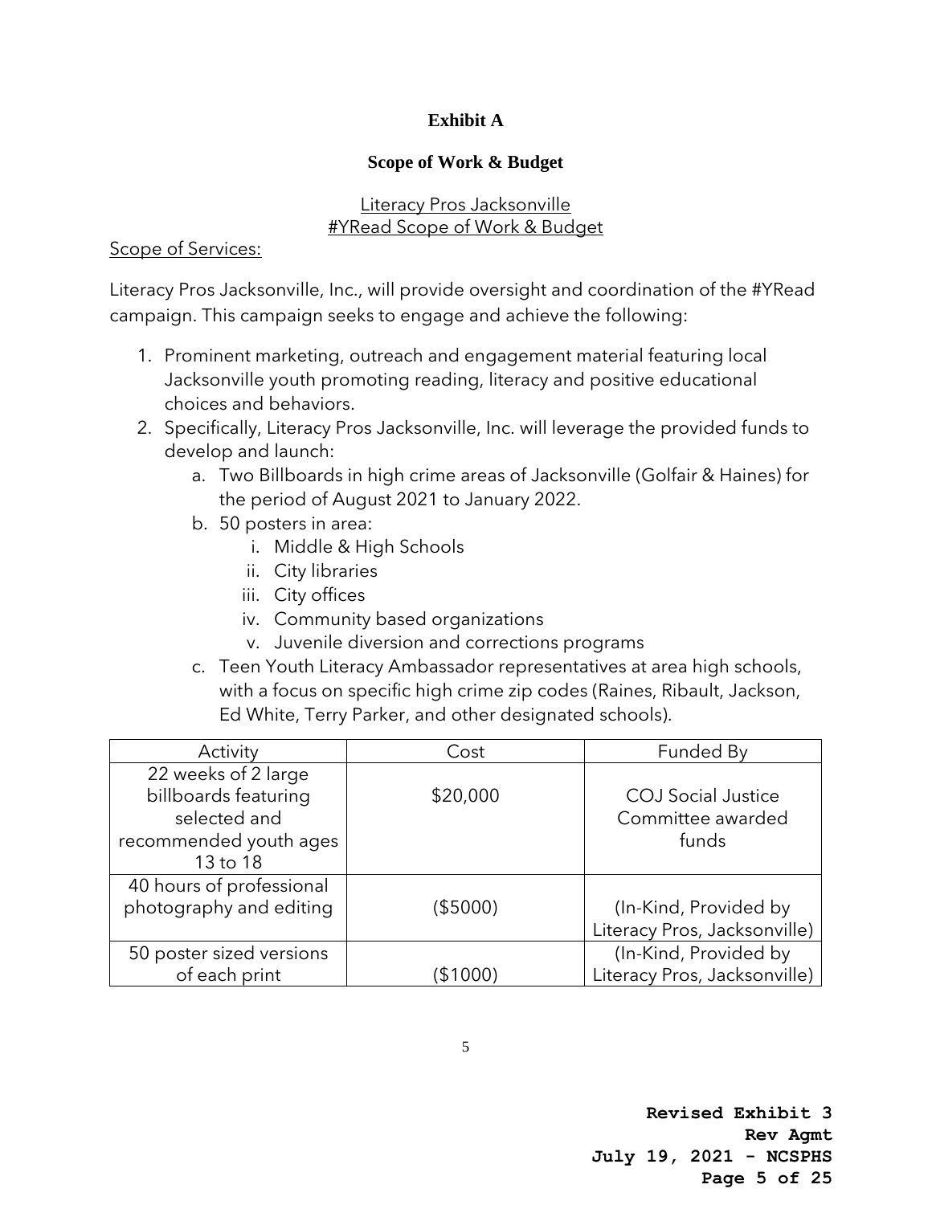# Exhibit A

## Scope of Work & Budget

Literacy Pros Jacksonville
#YRead Scope of Work & Budget

Scope of Services:

Literacy Pros Jacksonville, Inc., will provide oversight and coordination of the #YRead campaign. This campaign seeks to engage and achieve the following:

1. Prominent marketing, outreach and engagement material featuring local Jacksonville youth promoting reading, literacy and positive educational choices and behaviors.
2. Specifically, Literacy Pros Jacksonville, Inc. will leverage the provided funds to develop and launch:
   a. Two Billboards in high crime areas of Jacksonville (Golfair & Haines) for the period of August 2021 to January 2022.
   b. 50 posters in area:
      i. Middle & High Schools
      ii. City libraries
      iii. City offices
      iv. Community based organizations
      v. Juvenile diversion and corrections programs
   c. Teen Youth Literacy Ambassador representatives at area high schools, with a focus on specific high crime zip codes (Raines, Ribault, Jackson, Ed White, Terry Parker, and other designated schools).

| Activity | Cost | Funded By |
|---|---|---|
| 22 weeks of 2 large billboards featuring selected and recommended youth ages 13 to 18 | $20,000 | COJ Social Justice Committee awarded funds |
| 40 hours of professional photography and editing | ($5000) | (In-Kind, Provided by Literacy Pros, Jacksonville) |
| 50 poster sized versions of each print | ($1000) | (In-Kind, Provided by Literacy Pros, Jacksonville) |

**Revised Exhibit 3**
**Rev Agmt**
**July 19, 2021 - NCSPHS**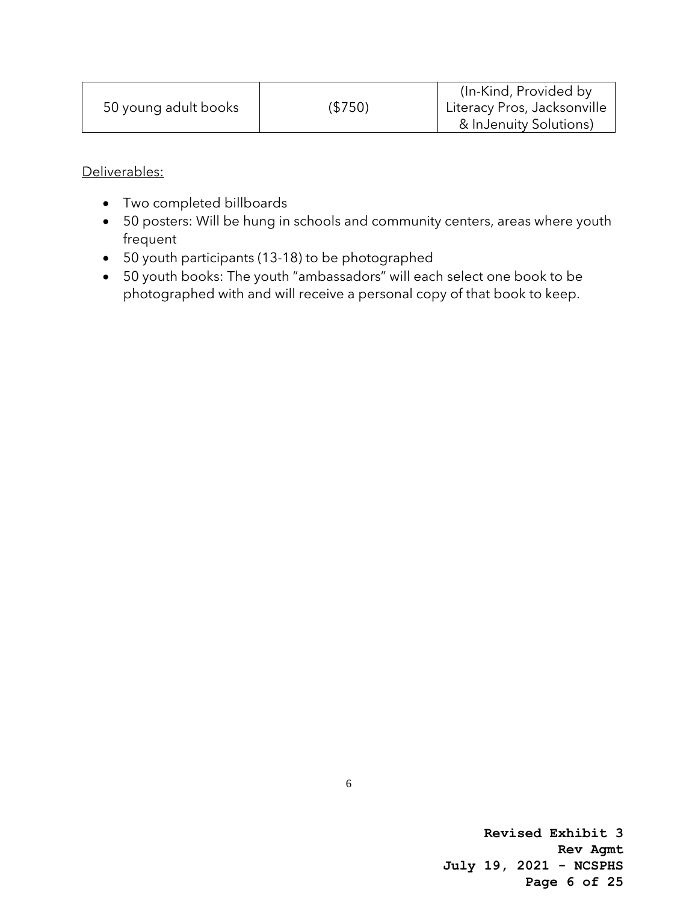| 50 young adult books | ($750) | (In-Kind, Provided by Literacy Pros, Jacksonville & InJenuity Solutions) |
|---|---|---|

Deliverables:

- Two completed billboards
- 50 posters: Will be hung in schools and community centers, areas where youth frequent
- 50 youth participants (13-18) to be photographed
- 50 youth books: The youth "ambassadors" will each select one book to be photographed with and will receive a personal copy of that book to keep.

**Revised Exhibit 3**
**Rev Agmt**
**July 19, 2021 - NCSPHS**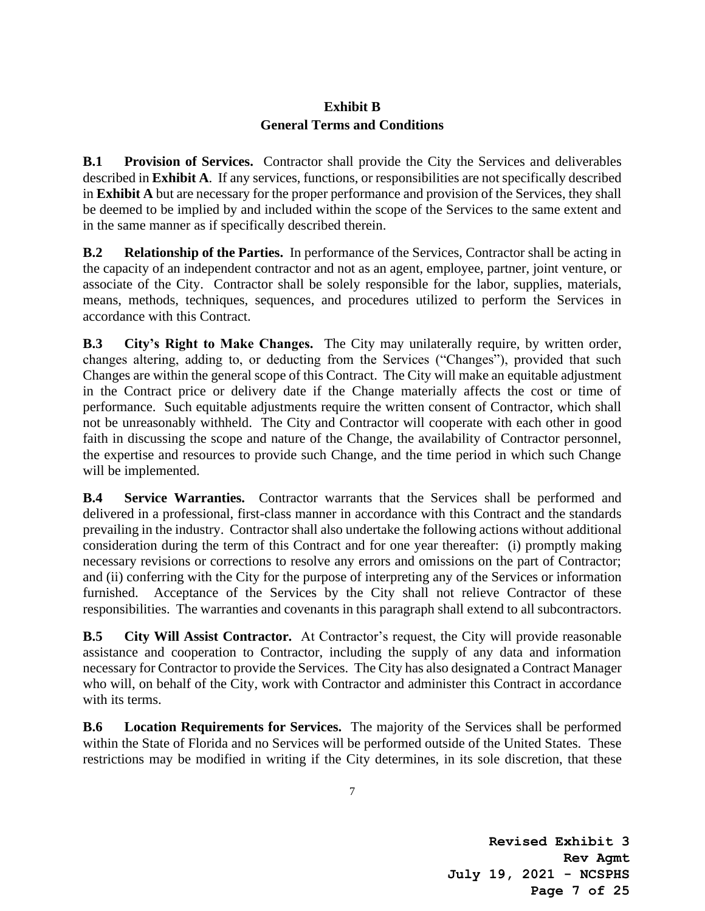## Exhibit B
## General Terms and Conditions

**B.1 Provision of Services.** Contractor shall provide the City the Services and deliverables described in **Exhibit A**. If any services, functions, or responsibilities are not specifically described in **Exhibit A** but are necessary for the proper performance and provision of the Services, they shall be deemed to be implied by and included within the scope of the Services to the same extent and in the same manner as if specifically described therein.

**B.2 Relationship of the Parties.** In performance of the Services, Contractor shall be acting in the capacity of an independent contractor and not as an agent, employee, partner, joint venture, or associate of the City. Contractor shall be solely responsible for the labor, supplies, materials, means, methods, techniques, sequences, and procedures utilized to perform the Services in accordance with this Contract.

**B.3 City's Right to Make Changes.** The City may unilaterally require, by written order, changes altering, adding to, or deducting from the Services ("Changes"), provided that such Changes are within the general scope of this Contract. The City will make an equitable adjustment in the Contract price or delivery date if the Change materially affects the cost or time of performance. Such equitable adjustments require the written consent of Contractor, which shall not be unreasonably withheld. The City and Contractor will cooperate with each other in good faith in discussing the scope and nature of the Change, the availability of Contractor personnel, the expertise and resources to provide such Change, and the time period in which such Change will be implemented.

**B.4 Service Warranties.** Contractor warrants that the Services shall be performed and delivered in a professional, first-class manner in accordance with this Contract and the standards prevailing in the industry. Contractor shall also undertake the following actions without additional consideration during the term of this Contract and for one year thereafter: (i) promptly making necessary revisions or corrections to resolve any errors and omissions on the part of Contractor; and (ii) conferring with the City for the purpose of interpreting any of the Services or information furnished. Acceptance of the Services by the City shall not relieve Contractor of these responsibilities. The warranties and covenants in this paragraph shall extend to all subcontractors.

**B.5 City Will Assist Contractor.** At Contractor's request, the City will provide reasonable assistance and cooperation to Contractor, including the supply of any data and information necessary for Contractor to provide the Services. The City has also designated a Contract Manager who will, on behalf of the City, work with Contractor and administer this Contract in accordance with its terms.

**B.6 Location Requirements for Services.** The majority of the Services shall be performed within the State of Florida and no Services will be performed outside of the United States. These restrictions may be modified in writing if the City determines, in its sole discretion, that these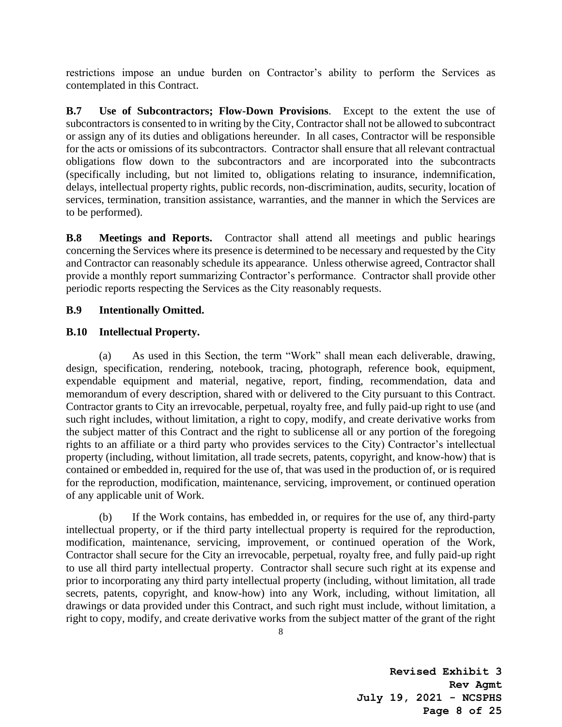restrictions impose an undue burden on Contractor's ability to perform the Services as contemplated in this Contract.

**B.7 Use of Subcontractors; Flow-Down Provisions**. Except to the extent the use of subcontractors is consented to in writing by the City, Contractor shall not be allowed to subcontract or assign any of its duties and obligations hereunder. In all cases, Contractor will be responsible for the acts or omissions of its subcontractors. Contractor shall ensure that all relevant contractual obligations flow down to the subcontractors and are incorporated into the subcontracts (specifically including, but not limited to, obligations relating to insurance, indemnification, delays, intellectual property rights, public records, non-discrimination, audits, security, location of services, termination, transition assistance, warranties, and the manner in which the Services are to be performed).

**B.8 Meetings and Reports.** Contractor shall attend all meetings and public hearings concerning the Services where its presence is determined to be necessary and requested by the City and Contractor can reasonably schedule its appearance. Unless otherwise agreed, Contractor shall provide a monthly report summarizing Contractor's performance. Contractor shall provide other periodic reports respecting the Services as the City reasonably requests.

**B.9 Intentionally Omitted.**

**B.10 Intellectual Property.**

(a) As used in this Section, the term "Work" shall mean each deliverable, drawing, design, specification, rendering, notebook, tracing, photograph, reference book, equipment, expendable equipment and material, negative, report, finding, recommendation, data and memorandum of every description, shared with or delivered to the City pursuant to this Contract. Contractor grants to City an irrevocable, perpetual, royalty free, and fully paid-up right to use (and such right includes, without limitation, a right to copy, modify, and create derivative works from the subject matter of this Contract and the right to sublicense all or any portion of the foregoing rights to an affiliate or a third party who provides services to the City) Contractor's intellectual property (including, without limitation, all trade secrets, patents, copyright, and know-how) that is contained or embedded in, required for the use of, that was used in the production of, or is required for the reproduction, modification, maintenance, servicing, improvement, or continued operation of any applicable unit of Work.

(b) If the Work contains, has embedded in, or requires for the use of, any third-party intellectual property, or if the third party intellectual property is required for the reproduction, modification, maintenance, servicing, improvement, or continued operation of the Work, Contractor shall secure for the City an irrevocable, perpetual, royalty free, and fully paid-up right to use all third party intellectual property. Contractor shall secure such right at its expense and prior to incorporating any third party intellectual property (including, without limitation, all trade secrets, patents, copyright, and know-how) into any Work, including, without limitation, all drawings or data provided under this Contract, and such right must include, without limitation, a right to copy, modify, and create derivative works from the subject matter of the grant of the right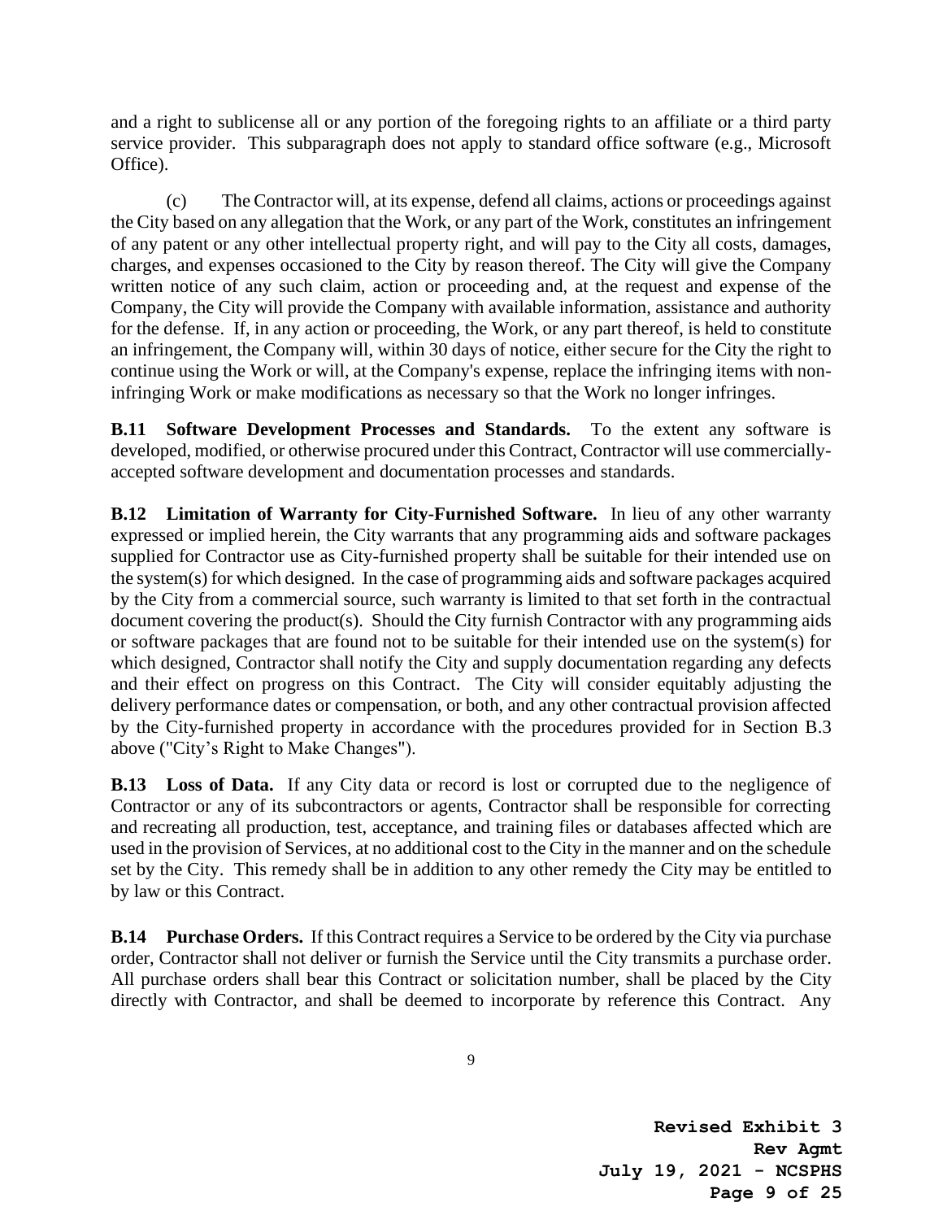and a right to sublicense all or any portion of the foregoing rights to an affiliate or a third party service provider. This subparagraph does not apply to standard office software (e.g., Microsoft Office).

(c) The Contractor will, at its expense, defend all claims, actions or proceedings against the City based on any allegation that the Work, or any part of the Work, constitutes an infringement of any patent or any other intellectual property right, and will pay to the City all costs, damages, charges, and expenses occasioned to the City by reason thereof. The City will give the Company written notice of any such claim, action or proceeding and, at the request and expense of the Company, the City will provide the Company with available information, assistance and authority for the defense. If, in any action or proceeding, the Work, or any part thereof, is held to constitute an infringement, the Company will, within 30 days of notice, either secure for the City the right to continue using the Work or will, at the Company's expense, replace the infringing items with non-infringing Work or make modifications as necessary so that the Work no longer infringes.

**B.11 Software Development Processes and Standards.** To the extent any software is developed, modified, or otherwise procured under this Contract, Contractor will use commercially-accepted software development and documentation processes and standards.

**B.12 Limitation of Warranty for City-Furnished Software.** In lieu of any other warranty expressed or implied herein, the City warrants that any programming aids and software packages supplied for Contractor use as City-furnished property shall be suitable for their intended use on the system(s) for which designed. In the case of programming aids and software packages acquired by the City from a commercial source, such warranty is limited to that set forth in the contractual document covering the product(s). Should the City furnish Contractor with any programming aids or software packages that are found not to be suitable for their intended use on the system(s) for which designed, Contractor shall notify the City and supply documentation regarding any defects and their effect on progress on this Contract. The City will consider equitably adjusting the delivery performance dates or compensation, or both, and any other contractual provision affected by the City-furnished property in accordance with the procedures provided for in Section B.3 above ("City's Right to Make Changes").

**B.13 Loss of Data.** If any City data or record is lost or corrupted due to the negligence of Contractor or any of its subcontractors or agents, Contractor shall be responsible for correcting and recreating all production, test, acceptance, and training files or databases affected which are used in the provision of Services, at no additional cost to the City in the manner and on the schedule set by the City. This remedy shall be in addition to any other remedy the City may be entitled to by law or this Contract.

**B.14 Purchase Orders.** If this Contract requires a Service to be ordered by the City via purchase order, Contractor shall not deliver or furnish the Service until the City transmits a purchase order. All purchase orders shall bear this Contract or solicitation number, shall be placed by the City directly with Contractor, and shall be deemed to incorporate by reference this Contract. Any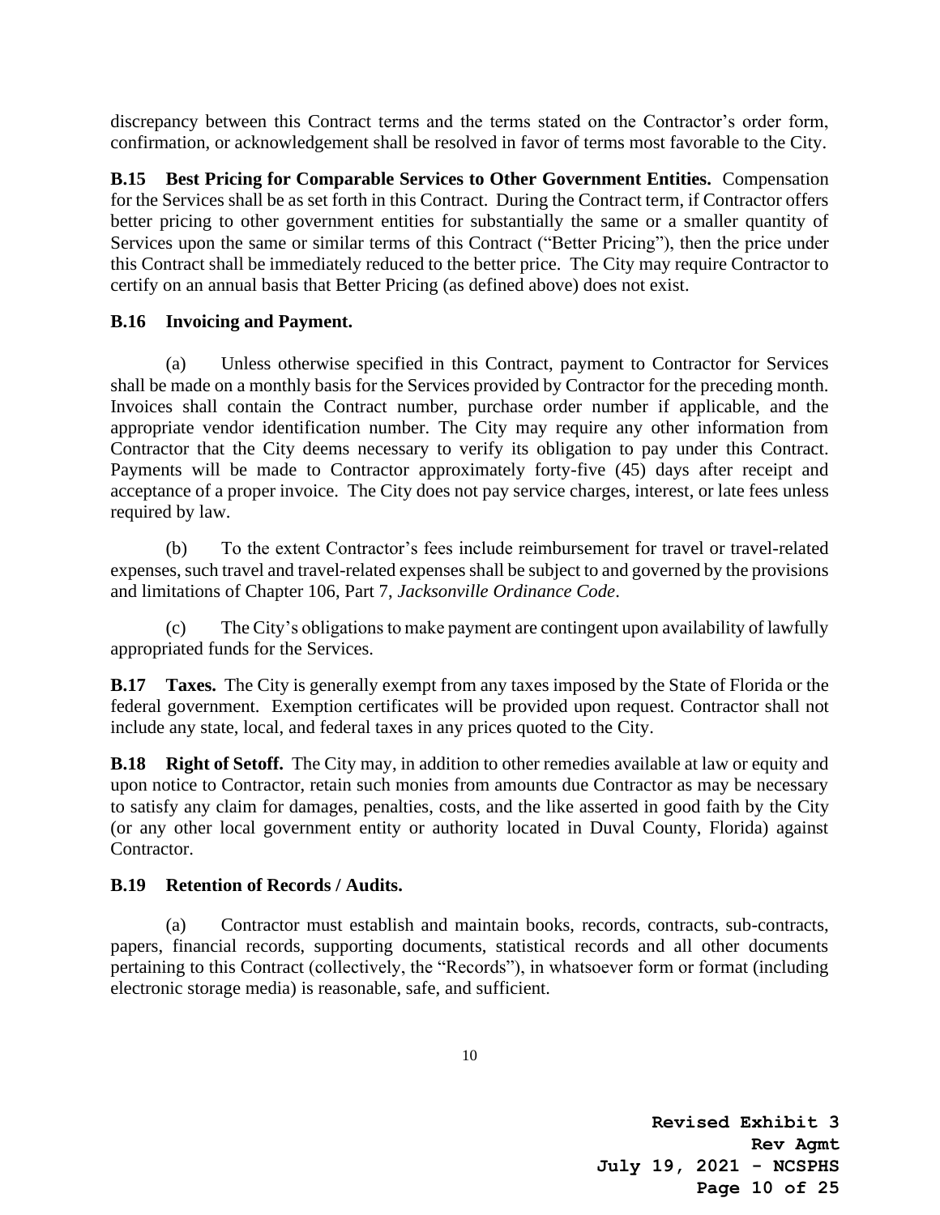discrepancy between this Contract terms and the terms stated on the Contractor's order form, confirmation, or acknowledgement shall be resolved in favor of terms most favorable to the City.

**B.15 Best Pricing for Comparable Services to Other Government Entities.** Compensation for the Services shall be as set forth in this Contract. During the Contract term, if Contractor offers better pricing to other government entities for substantially the same or a smaller quantity of Services upon the same or similar terms of this Contract ("Better Pricing"), then the price under this Contract shall be immediately reduced to the better price. The City may require Contractor to certify on an annual basis that Better Pricing (as defined above) does not exist.

**B.16 Invoicing and Payment.**

(a) Unless otherwise specified in this Contract, payment to Contractor for Services shall be made on a monthly basis for the Services provided by Contractor for the preceding month. Invoices shall contain the Contract number, purchase order number if applicable, and the appropriate vendor identification number. The City may require any other information from Contractor that the City deems necessary to verify its obligation to pay under this Contract. Payments will be made to Contractor approximately forty-five (45) days after receipt and acceptance of a proper invoice. The City does not pay service charges, interest, or late fees unless required by law.

(b) To the extent Contractor's fees include reimbursement for travel or travel-related expenses, such travel and travel-related expenses shall be subject to and governed by the provisions and limitations of Chapter 106, Part 7, *Jacksonville Ordinance Code*.

(c) The City's obligations to make payment are contingent upon availability of lawfully appropriated funds for the Services.

**B.17 Taxes.** The City is generally exempt from any taxes imposed by the State of Florida or the federal government. Exemption certificates will be provided upon request. Contractor shall not include any state, local, and federal taxes in any prices quoted to the City.

**B.18 Right of Setoff.** The City may, in addition to other remedies available at law or equity and upon notice to Contractor, retain such monies from amounts due Contractor as may be necessary to satisfy any claim for damages, penalties, costs, and the like asserted in good faith by the City (or any other local government entity or authority located in Duval County, Florida) against Contractor.

**B.19 Retention of Records / Audits.**

(a) Contractor must establish and maintain books, records, contracts, sub-contracts, papers, financial records, supporting documents, statistical records and all other documents pertaining to this Contract (collectively, the "Records"), in whatsoever form or format (including electronic storage media) is reasonable, safe, and sufficient.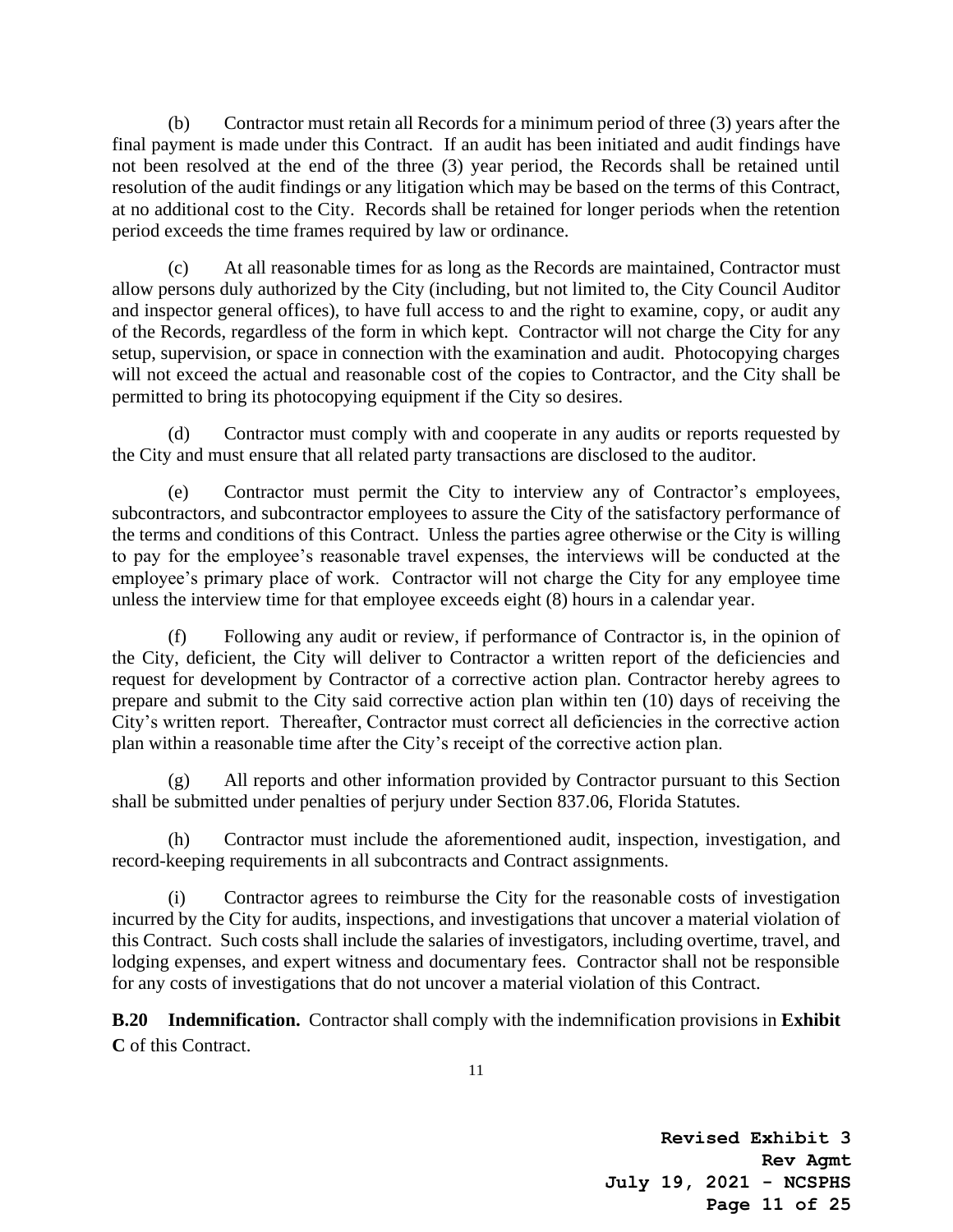(b) Contractor must retain all Records for a minimum period of three (3) years after the final payment is made under this Contract. If an audit has been initiated and audit findings have not been resolved at the end of the three (3) year period, the Records shall be retained until resolution of the audit findings or any litigation which may be based on the terms of this Contract, at no additional cost to the City. Records shall be retained for longer periods when the retention period exceeds the time frames required by law or ordinance.

(c) At all reasonable times for as long as the Records are maintained, Contractor must allow persons duly authorized by the City (including, but not limited to, the City Council Auditor and inspector general offices), to have full access to and the right to examine, copy, or audit any of the Records, regardless of the form in which kept. Contractor will not charge the City for any setup, supervision, or space in connection with the examination and audit. Photocopying charges will not exceed the actual and reasonable cost of the copies to Contractor, and the City shall be permitted to bring its photocopying equipment if the City so desires.

(d) Contractor must comply with and cooperate in any audits or reports requested by the City and must ensure that all related party transactions are disclosed to the auditor.

(e) Contractor must permit the City to interview any of Contractor's employees, subcontractors, and subcontractor employees to assure the City of the satisfactory performance of the terms and conditions of this Contract. Unless the parties agree otherwise or the City is willing to pay for the employee's reasonable travel expenses, the interviews will be conducted at the employee's primary place of work. Contractor will not charge the City for any employee time unless the interview time for that employee exceeds eight (8) hours in a calendar year.

(f) Following any audit or review, if performance of Contractor is, in the opinion of the City, deficient, the City will deliver to Contractor a written report of the deficiencies and request for development by Contractor of a corrective action plan. Contractor hereby agrees to prepare and submit to the City said corrective action plan within ten (10) days of receiving the City's written report. Thereafter, Contractor must correct all deficiencies in the corrective action plan within a reasonable time after the City's receipt of the corrective action plan.

(g) All reports and other information provided by Contractor pursuant to this Section shall be submitted under penalties of perjury under Section 837.06, Florida Statutes.

(h) Contractor must include the aforementioned audit, inspection, investigation, and record-keeping requirements in all subcontracts and Contract assignments.

(i) Contractor agrees to reimburse the City for the reasonable costs of investigation incurred by the City for audits, inspections, and investigations that uncover a material violation of this Contract. Such costs shall include the salaries of investigators, including overtime, travel, and lodging expenses, and expert witness and documentary fees. Contractor shall not be responsible for any costs of investigations that do not uncover a material violation of this Contract.

**B.20 Indemnification.** Contractor shall comply with the indemnification provisions in **Exhibit C** of this Contract.

**Revised Exhibit 3**
**Rev Agmt**
**July 19, 2021 - NCSPHS**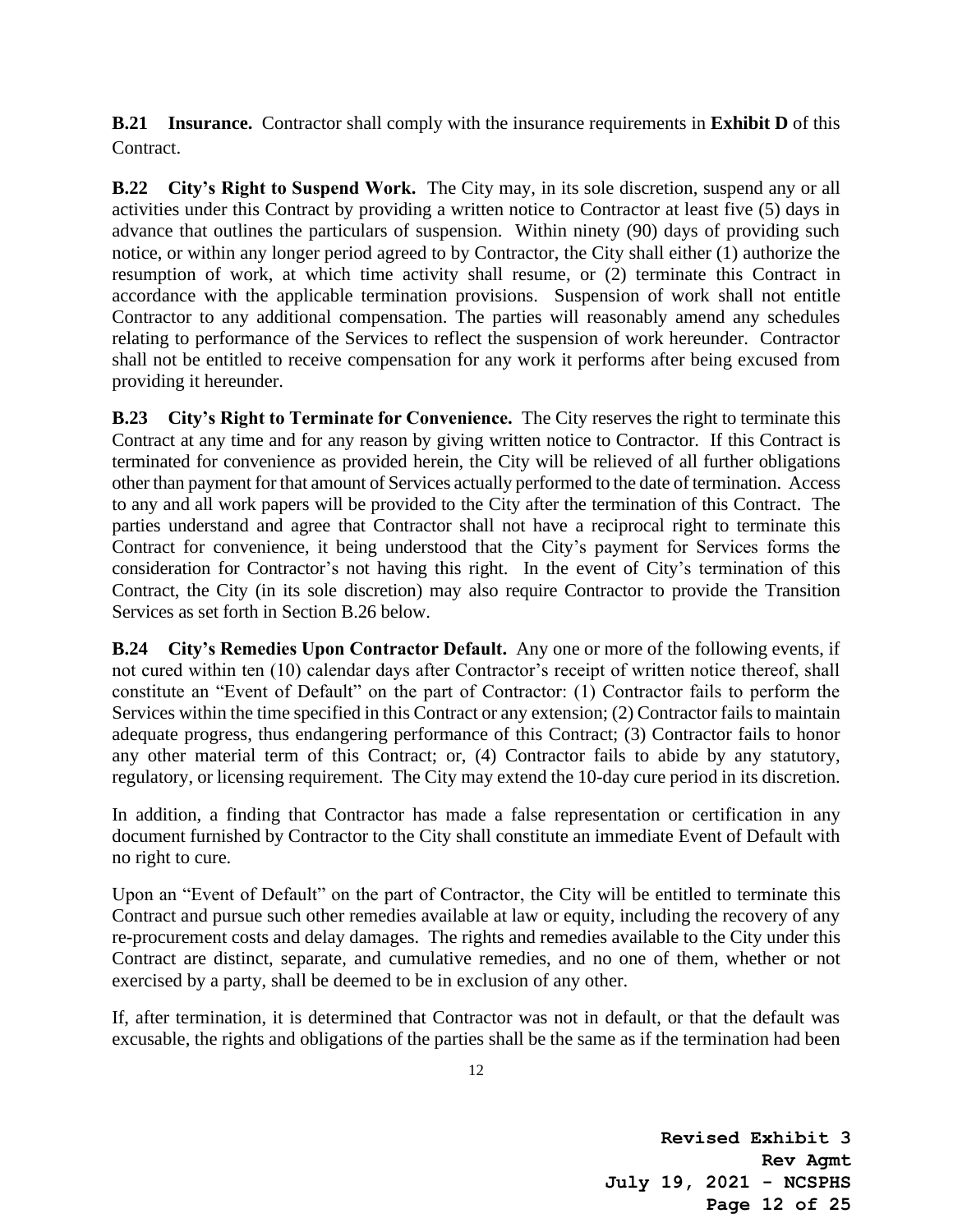**B.21 Insurance.** Contractor shall comply with the insurance requirements in **Exhibit D** of this Contract.

**B.22 City's Right to Suspend Work.** The City may, in its sole discretion, suspend any or all activities under this Contract by providing a written notice to Contractor at least five (5) days in advance that outlines the particulars of suspension. Within ninety (90) days of providing such notice, or within any longer period agreed to by Contractor, the City shall either (1) authorize the resumption of work, at which time activity shall resume, or (2) terminate this Contract in accordance with the applicable termination provisions. Suspension of work shall not entitle Contractor to any additional compensation. The parties will reasonably amend any schedules relating to performance of the Services to reflect the suspension of work hereunder. Contractor shall not be entitled to receive compensation for any work it performs after being excused from providing it hereunder.

**B.23 City's Right to Terminate for Convenience.** The City reserves the right to terminate this Contract at any time and for any reason by giving written notice to Contractor. If this Contract is terminated for convenience as provided herein, the City will be relieved of all further obligations other than payment for that amount of Services actually performed to the date of termination. Access to any and all work papers will be provided to the City after the termination of this Contract. The parties understand and agree that Contractor shall not have a reciprocal right to terminate this Contract for convenience, it being understood that the City's payment for Services forms the consideration for Contractor's not having this right. In the event of City's termination of this Contract, the City (in its sole discretion) may also require Contractor to provide the Transition Services as set forth in Section B.26 below.

**B.24 City's Remedies Upon Contractor Default.** Any one or more of the following events, if not cured within ten (10) calendar days after Contractor's receipt of written notice thereof, shall constitute an "Event of Default" on the part of Contractor: (1) Contractor fails to perform the Services within the time specified in this Contract or any extension; (2) Contractor fails to maintain adequate progress, thus endangering performance of this Contract; (3) Contractor fails to honor any other material term of this Contract; or, (4) Contractor fails to abide by any statutory, regulatory, or licensing requirement. The City may extend the 10-day cure period in its discretion.

In addition, a finding that Contractor has made a false representation or certification in any document furnished by Contractor to the City shall constitute an immediate Event of Default with no right to cure.

Upon an "Event of Default" on the part of Contractor, the City will be entitled to terminate this Contract and pursue such other remedies available at law or equity, including the recovery of any re-procurement costs and delay damages. The rights and remedies available to the City under this Contract are distinct, separate, and cumulative remedies, and no one of them, whether or not exercised by a party, shall be deemed to be in exclusion of any other.

If, after termination, it is determined that Contractor was not in default, or that the default was excusable, the rights and obligations of the parties shall be the same as if the termination had been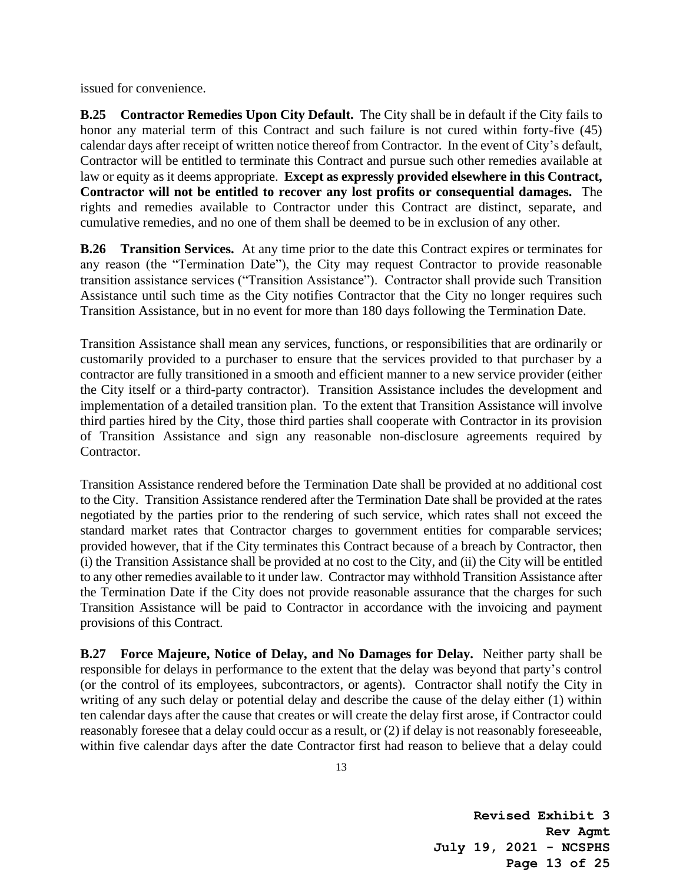issued for convenience.

**B.25 Contractor Remedies Upon City Default.** The City shall be in default if the City fails to honor any material term of this Contract and such failure is not cured within forty-five (45) calendar days after receipt of written notice thereof from Contractor. In the event of City's default, Contractor will be entitled to terminate this Contract and pursue such other remedies available at law or equity as it deems appropriate. **Except as expressly provided elsewhere in this Contract, Contractor will not be entitled to recover any lost profits or consequential damages.** The rights and remedies available to Contractor under this Contract are distinct, separate, and cumulative remedies, and no one of them shall be deemed to be in exclusion of any other.

**B.26 Transition Services.** At any time prior to the date this Contract expires or terminates for any reason (the "Termination Date"), the City may request Contractor to provide reasonable transition assistance services ("Transition Assistance"). Contractor shall provide such Transition Assistance until such time as the City notifies Contractor that the City no longer requires such Transition Assistance, but in no event for more than 180 days following the Termination Date.

Transition Assistance shall mean any services, functions, or responsibilities that are ordinarily or customarily provided to a purchaser to ensure that the services provided to that purchaser by a contractor are fully transitioned in a smooth and efficient manner to a new service provider (either the City itself or a third-party contractor). Transition Assistance includes the development and implementation of a detailed transition plan. To the extent that Transition Assistance will involve third parties hired by the City, those third parties shall cooperate with Contractor in its provision of Transition Assistance and sign any reasonable non-disclosure agreements required by Contractor.

Transition Assistance rendered before the Termination Date shall be provided at no additional cost to the City. Transition Assistance rendered after the Termination Date shall be provided at the rates negotiated by the parties prior to the rendering of such service, which rates shall not exceed the standard market rates that Contractor charges to government entities for comparable services; provided however, that if the City terminates this Contract because of a breach by Contractor, then (i) the Transition Assistance shall be provided at no cost to the City, and (ii) the City will be entitled to any other remedies available to it under law. Contractor may withhold Transition Assistance after the Termination Date if the City does not provide reasonable assurance that the charges for such Transition Assistance will be paid to Contractor in accordance with the invoicing and payment provisions of this Contract.

**B.27 Force Majeure, Notice of Delay, and No Damages for Delay.** Neither party shall be responsible for delays in performance to the extent that the delay was beyond that party's control (or the control of its employees, subcontractors, or agents). Contractor shall notify the City in writing of any such delay or potential delay and describe the cause of the delay either (1) within ten calendar days after the cause that creates or will create the delay first arose, if Contractor could reasonably foresee that a delay could occur as a result, or (2) if delay is not reasonably foreseeable, within five calendar days after the date Contractor first had reason to believe that a delay could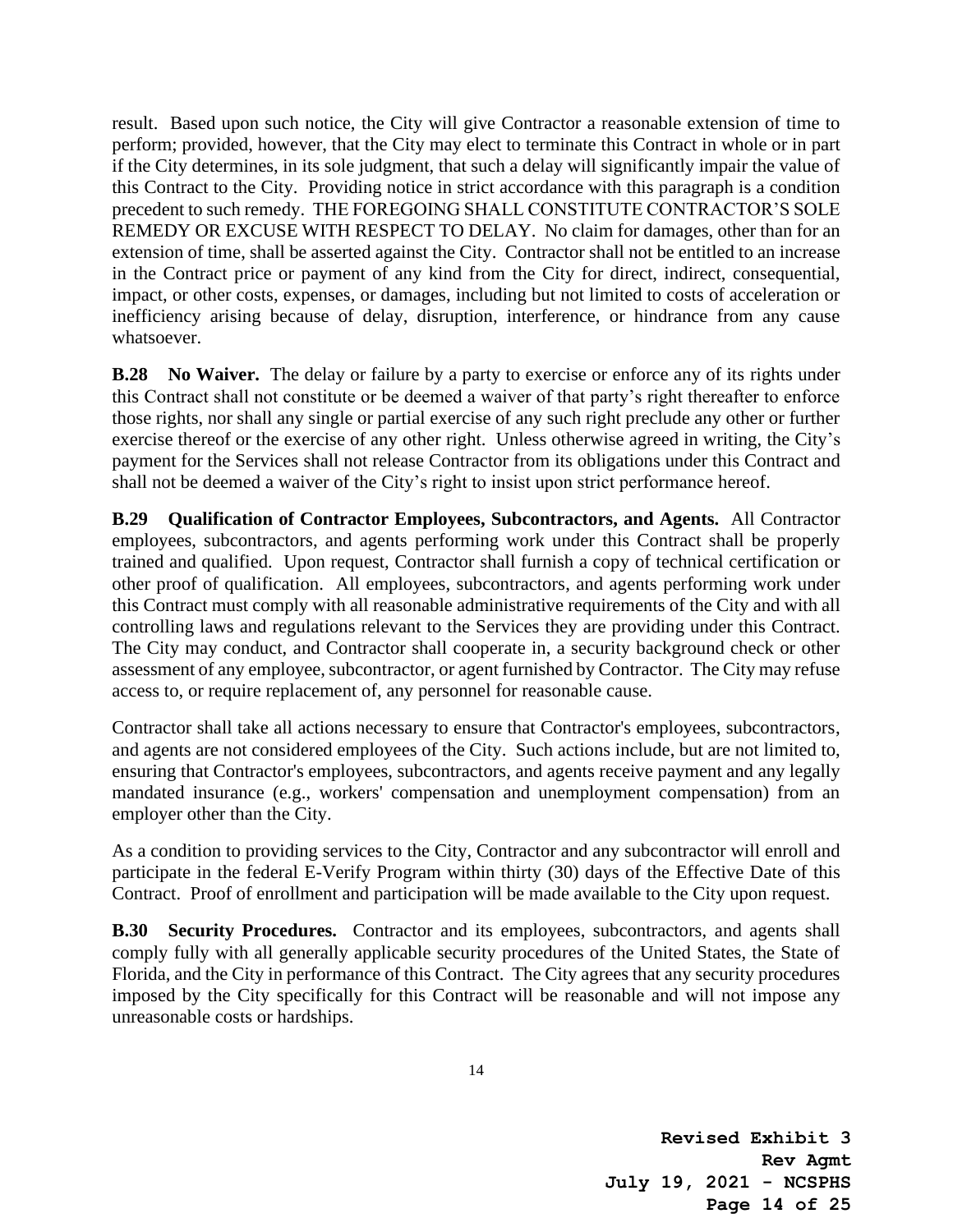result. Based upon such notice, the City will give Contractor a reasonable extension of time to perform; provided, however, that the City may elect to terminate this Contract in whole or in part if the City determines, in its sole judgment, that such a delay will significantly impair the value of this Contract to the City. Providing notice in strict accordance with this paragraph is a condition precedent to such remedy. THE FOREGOING SHALL CONSTITUTE CONTRACTOR'S SOLE REMEDY OR EXCUSE WITH RESPECT TO DELAY. No claim for damages, other than for an extension of time, shall be asserted against the City. Contractor shall not be entitled to an increase in the Contract price or payment of any kind from the City for direct, indirect, consequential, impact, or other costs, expenses, or damages, including but not limited to costs of acceleration or inefficiency arising because of delay, disruption, interference, or hindrance from any cause whatsoever.

**B.28 No Waiver.** The delay or failure by a party to exercise or enforce any of its rights under this Contract shall not constitute or be deemed a waiver of that party's right thereafter to enforce those rights, nor shall any single or partial exercise of any such right preclude any other or further exercise thereof or the exercise of any other right. Unless otherwise agreed in writing, the City's payment for the Services shall not release Contractor from its obligations under this Contract and shall not be deemed a waiver of the City's right to insist upon strict performance hereof.

**B.29 Qualification of Contractor Employees, Subcontractors, and Agents.** All Contractor employees, subcontractors, and agents performing work under this Contract shall be properly trained and qualified. Upon request, Contractor shall furnish a copy of technical certification or other proof of qualification. All employees, subcontractors, and agents performing work under this Contract must comply with all reasonable administrative requirements of the City and with all controlling laws and regulations relevant to the Services they are providing under this Contract. The City may conduct, and Contractor shall cooperate in, a security background check or other assessment of any employee, subcontractor, or agent furnished by Contractor. The City may refuse access to, or require replacement of, any personnel for reasonable cause.

Contractor shall take all actions necessary to ensure that Contractor's employees, subcontractors, and agents are not considered employees of the City. Such actions include, but are not limited to, ensuring that Contractor's employees, subcontractors, and agents receive payment and any legally mandated insurance (e.g., workers' compensation and unemployment compensation) from an employer other than the City.

As a condition to providing services to the City, Contractor and any subcontractor will enroll and participate in the federal E-Verify Program within thirty (30) days of the Effective Date of this Contract. Proof of enrollment and participation will be made available to the City upon request.

**B.30 Security Procedures.** Contractor and its employees, subcontractors, and agents shall comply fully with all generally applicable security procedures of the United States, the State of Florida, and the City in performance of this Contract. The City agrees that any security procedures imposed by the City specifically for this Contract will be reasonable and will not impose any unreasonable costs or hardships.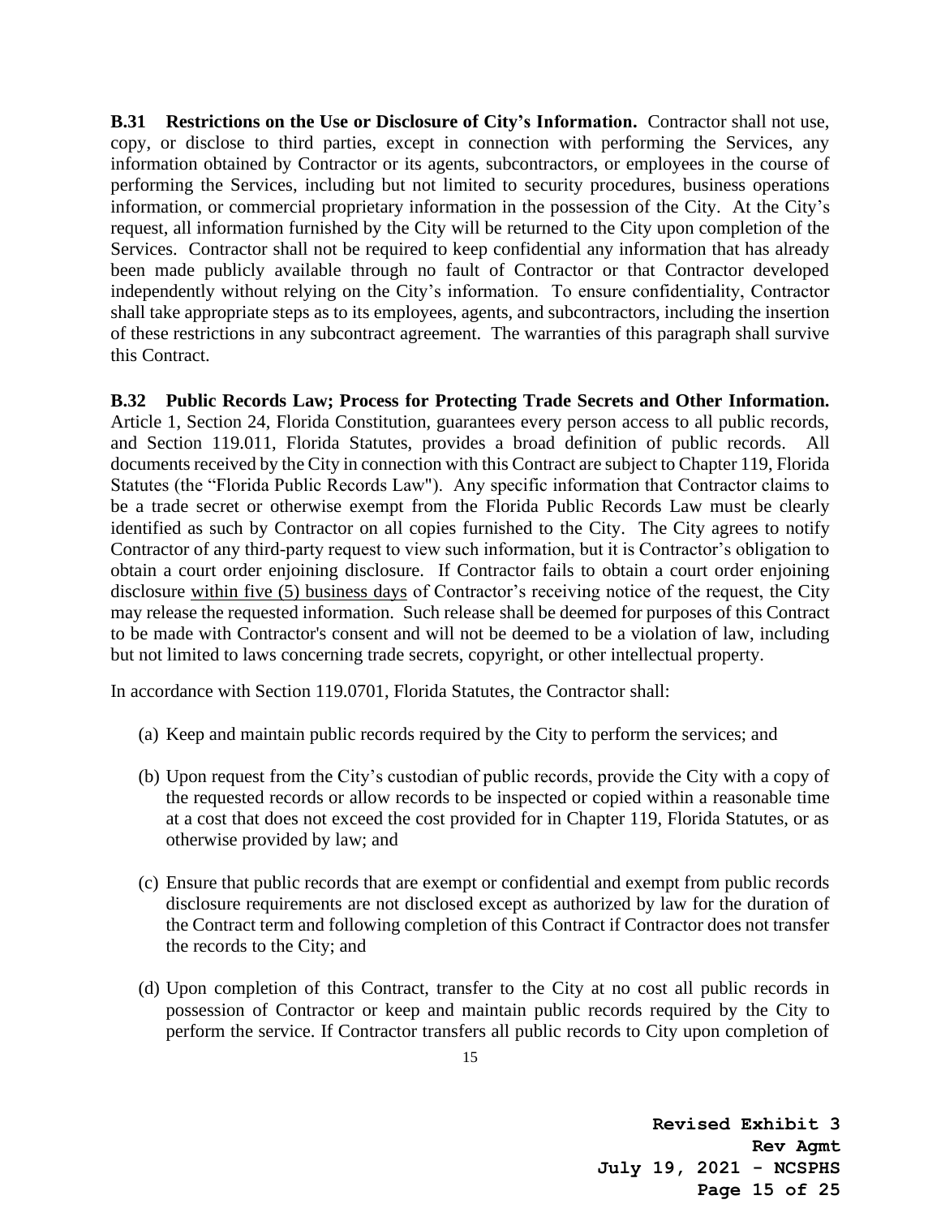**B.31 Restrictions on the Use or Disclosure of City's Information.** Contractor shall not use, copy, or disclose to third parties, except in connection with performing the Services, any information obtained by Contractor or its agents, subcontractors, or employees in the course of performing the Services, including but not limited to security procedures, business operations information, or commercial proprietary information in the possession of the City. At the City's request, all information furnished by the City will be returned to the City upon completion of the Services. Contractor shall not be required to keep confidential any information that has already been made publicly available through no fault of Contractor or that Contractor developed independently without relying on the City's information. To ensure confidentiality, Contractor shall take appropriate steps as to its employees, agents, and subcontractors, including the insertion of these restrictions in any subcontract agreement. The warranties of this paragraph shall survive this Contract.

**B.32 Public Records Law; Process for Protecting Trade Secrets and Other Information.** Article 1, Section 24, Florida Constitution, guarantees every person access to all public records, and Section 119.011, Florida Statutes, provides a broad definition of public records. All documents received by the City in connection with this Contract are subject to Chapter 119, Florida Statutes (the "Florida Public Records Law"). Any specific information that Contractor claims to be a trade secret or otherwise exempt from the Florida Public Records Law must be clearly identified as such by Contractor on all copies furnished to the City. The City agrees to notify Contractor of any third-party request to view such information, but it is Contractor's obligation to obtain a court order enjoining disclosure. If Contractor fails to obtain a court order enjoining disclosure <u>within five (5) business days</u> of Contractor's receiving notice of the request, the City may release the requested information. Such release shall be deemed for purposes of this Contract to be made with Contractor's consent and will not be deemed to be a violation of law, including but not limited to laws concerning trade secrets, copyright, or other intellectual property.

In accordance with Section 119.0701, Florida Statutes, the Contractor shall:

(a) Keep and maintain public records required by the City to perform the services; and

(b) Upon request from the City's custodian of public records, provide the City with a copy of the requested records or allow records to be inspected or copied within a reasonable time at a cost that does not exceed the cost provided for in Chapter 119, Florida Statutes, or as otherwise provided by law; and

(c) Ensure that public records that are exempt or confidential and exempt from public records disclosure requirements are not disclosed except as authorized by law for the duration of the Contract term and following completion of this Contract if Contractor does not transfer the records to the City; and

(d) Upon completion of this Contract, transfer to the City at no cost all public records in possession of Contractor or keep and maintain public records required by the City to perform the service. If Contractor transfers all public records to City upon completion of

**Revised Exhibit 3**
**Rev Agmt**
**July 19, 2021 - NCSPHS**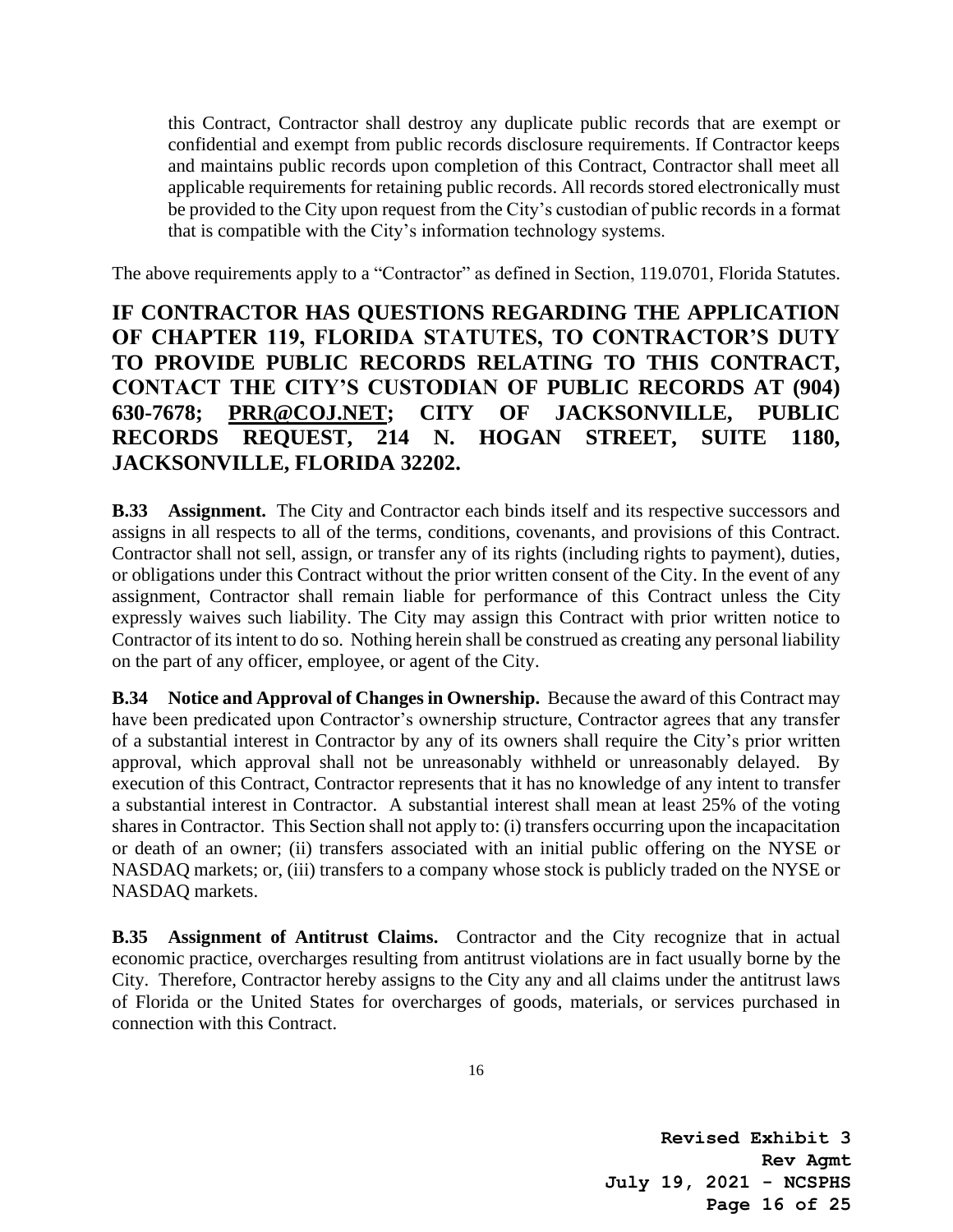this Contract, Contractor shall destroy any duplicate public records that are exempt or confidential and exempt from public records disclosure requirements. If Contractor keeps and maintains public records upon completion of this Contract, Contractor shall meet all applicable requirements for retaining public records. All records stored electronically must be provided to the City upon request from the City's custodian of public records in a format that is compatible with the City's information technology systems.

The above requirements apply to a "Contractor" as defined in Section, 119.0701, Florida Statutes.

**IF CONTRACTOR HAS QUESTIONS REGARDING THE APPLICATION OF CHAPTER 119, FLORIDA STATUTES, TO CONTRACTOR'S DUTY TO PROVIDE PUBLIC RECORDS RELATING TO THIS CONTRACT, CONTACT THE CITY'S CUSTODIAN OF PUBLIC RECORDS AT (904) 630-7678; PRR@COJ.NET; CITY OF JACKSONVILLE, PUBLIC RECORDS REQUEST, 214 N. HOGAN STREET, SUITE 1180, JACKSONVILLE, FLORIDA 32202.**

**B.33 Assignment.** The City and Contractor each binds itself and its respective successors and assigns in all respects to all of the terms, conditions, covenants, and provisions of this Contract. Contractor shall not sell, assign, or transfer any of its rights (including rights to payment), duties, or obligations under this Contract without the prior written consent of the City. In the event of any assignment, Contractor shall remain liable for performance of this Contract unless the City expressly waives such liability. The City may assign this Contract with prior written notice to Contractor of its intent to do so. Nothing herein shall be construed as creating any personal liability on the part of any officer, employee, or agent of the City.

**B.34 Notice and Approval of Changes in Ownership.** Because the award of this Contract may have been predicated upon Contractor's ownership structure, Contractor agrees that any transfer of a substantial interest in Contractor by any of its owners shall require the City's prior written approval, which approval shall not be unreasonably withheld or unreasonably delayed. By execution of this Contract, Contractor represents that it has no knowledge of any intent to transfer a substantial interest in Contractor. A substantial interest shall mean at least 25% of the voting shares in Contractor. This Section shall not apply to: (i) transfers occurring upon the incapacitation or death of an owner; (ii) transfers associated with an initial public offering on the NYSE or NASDAQ markets; or, (iii) transfers to a company whose stock is publicly traded on the NYSE or NASDAQ markets.

**B.35 Assignment of Antitrust Claims.** Contractor and the City recognize that in actual economic practice, overcharges resulting from antitrust violations are in fact usually borne by the City. Therefore, Contractor hereby assigns to the City any and all claims under the antitrust laws of Florida or the United States for overcharges of goods, materials, or services purchased in connection with this Contract.

**Revised Exhibit 3**
**Rev Agmt**
**July 19, 2021 - NCSPHS**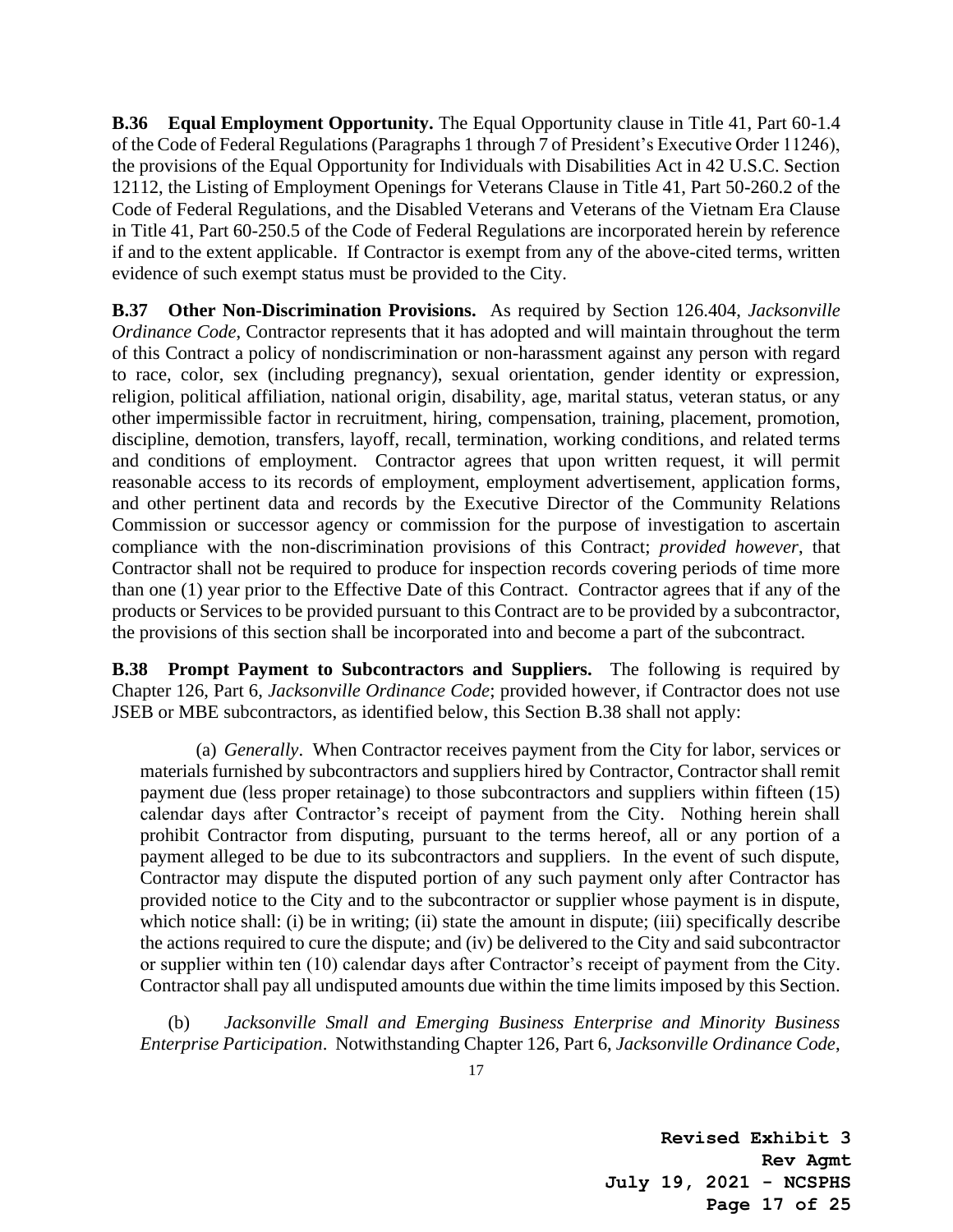**B.36 Equal Employment Opportunity.** The Equal Opportunity clause in Title 41, Part 60-1.4 of the Code of Federal Regulations (Paragraphs 1 through 7 of President's Executive Order 11246), the provisions of the Equal Opportunity for Individuals with Disabilities Act in 42 U.S.C. Section 12112, the Listing of Employment Openings for Veterans Clause in Title 41, Part 50-260.2 of the Code of Federal Regulations, and the Disabled Veterans and Veterans of the Vietnam Era Clause in Title 41, Part 60-250.5 of the Code of Federal Regulations are incorporated herein by reference if and to the extent applicable. If Contractor is exempt from any of the above-cited terms, written evidence of such exempt status must be provided to the City.

**B.37 Other Non-Discrimination Provisions.** As required by Section 126.404, *Jacksonville Ordinance Code*, Contractor represents that it has adopted and will maintain throughout the term of this Contract a policy of nondiscrimination or non-harassment against any person with regard to race, color, sex (including pregnancy), sexual orientation, gender identity or expression, religion, political affiliation, national origin, disability, age, marital status, veteran status, or any other impermissible factor in recruitment, hiring, compensation, training, placement, promotion, discipline, demotion, transfers, layoff, recall, termination, working conditions, and related terms and conditions of employment. Contractor agrees that upon written request, it will permit reasonable access to its records of employment, employment advertisement, application forms, and other pertinent data and records by the Executive Director of the Community Relations Commission or successor agency or commission for the purpose of investigation to ascertain compliance with the non-discrimination provisions of this Contract; *provided however*, that Contractor shall not be required to produce for inspection records covering periods of time more than one (1) year prior to the Effective Date of this Contract. Contractor agrees that if any of the products or Services to be provided pursuant to this Contract are to be provided by a subcontractor, the provisions of this section shall be incorporated into and become a part of the subcontract.

**B.38 Prompt Payment to Subcontractors and Suppliers.** The following is required by Chapter 126, Part 6, *Jacksonville Ordinance Code*; provided however, if Contractor does not use JSEB or MBE subcontractors, as identified below, this Section B.38 shall not apply:

(a) *Generally*. When Contractor receives payment from the City for labor, services or materials furnished by subcontractors and suppliers hired by Contractor, Contractor shall remit payment due (less proper retainage) to those subcontractors and suppliers within fifteen (15) calendar days after Contractor's receipt of payment from the City. Nothing herein shall prohibit Contractor from disputing, pursuant to the terms hereof, all or any portion of a payment alleged to be due to its subcontractors and suppliers. In the event of such dispute, Contractor may dispute the disputed portion of any such payment only after Contractor has provided notice to the City and to the subcontractor or supplier whose payment is in dispute, which notice shall: (i) be in writing; (ii) state the amount in dispute; (iii) specifically describe the actions required to cure the dispute; and (iv) be delivered to the City and said subcontractor or supplier within ten (10) calendar days after Contractor's receipt of payment from the City. Contractor shall pay all undisputed amounts due within the time limits imposed by this Section.

(b) *Jacksonville Small and Emerging Business Enterprise and Minority Business Enterprise Participation*. Notwithstanding Chapter 126, Part 6, *Jacksonville Ordinance Code*,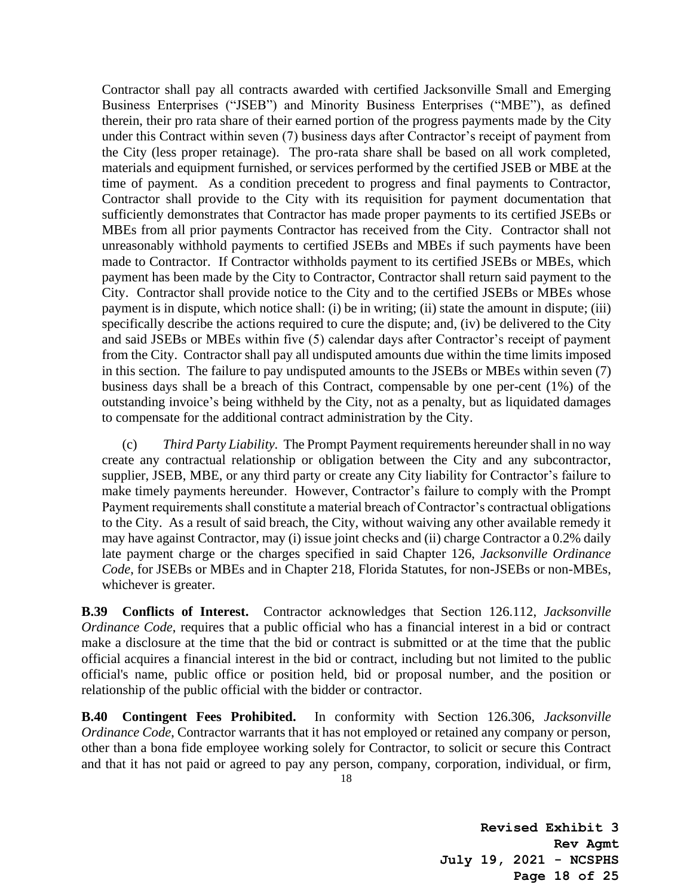Contractor shall pay all contracts awarded with certified Jacksonville Small and Emerging Business Enterprises ("JSEB") and Minority Business Enterprises ("MBE"), as defined therein, their pro rata share of their earned portion of the progress payments made by the City under this Contract within seven (7) business days after Contractor's receipt of payment from the City (less proper retainage). The pro-rata share shall be based on all work completed, materials and equipment furnished, or services performed by the certified JSEB or MBE at the time of payment. As a condition precedent to progress and final payments to Contractor, Contractor shall provide to the City with its requisition for payment documentation that sufficiently demonstrates that Contractor has made proper payments to its certified JSEBs or MBEs from all prior payments Contractor has received from the City. Contractor shall not unreasonably withhold payments to certified JSEBs and MBEs if such payments have been made to Contractor. If Contractor withholds payment to its certified JSEBs or MBEs, which payment has been made by the City to Contractor, Contractor shall return said payment to the City. Contractor shall provide notice to the City and to the certified JSEBs or MBEs whose payment is in dispute, which notice shall: (i) be in writing; (ii) state the amount in dispute; (iii) specifically describe the actions required to cure the dispute; and, (iv) be delivered to the City and said JSEBs or MBEs within five (5) calendar days after Contractor's receipt of payment from the City. Contractor shall pay all undisputed amounts due within the time limits imposed in this section. The failure to pay undisputed amounts to the JSEBs or MBEs within seven (7) business days shall be a breach of this Contract, compensable by one per-cent (1%) of the outstanding invoice's being withheld by the City, not as a penalty, but as liquidated damages to compensate for the additional contract administration by the City.

(c) *Third Party Liability*. The Prompt Payment requirements hereunder shall in no way create any contractual relationship or obligation between the City and any subcontractor, supplier, JSEB, MBE, or any third party or create any City liability for Contractor's failure to make timely payments hereunder. However, Contractor's failure to comply with the Prompt Payment requirements shall constitute a material breach of Contractor's contractual obligations to the City. As a result of said breach, the City, without waiving any other available remedy it may have against Contractor, may (i) issue joint checks and (ii) charge Contractor a 0.2% daily late payment charge or the charges specified in said Chapter 126, *Jacksonville Ordinance Code*, for JSEBs or MBEs and in Chapter 218, Florida Statutes, for non-JSEBs or non-MBEs, whichever is greater.

**B.39 Conflicts of Interest.** Contractor acknowledges that Section 126.112, *Jacksonville Ordinance Code*, requires that a public official who has a financial interest in a bid or contract make a disclosure at the time that the bid or contract is submitted or at the time that the public official acquires a financial interest in the bid or contract, including but not limited to the public official's name, public office or position held, bid or proposal number, and the position or relationship of the public official with the bidder or contractor.

**B.40 Contingent Fees Prohibited.** In conformity with Section 126.306, *Jacksonville Ordinance Code*, Contractor warrants that it has not employed or retained any company or person, other than a bona fide employee working solely for Contractor, to solicit or secure this Contract and that it has not paid or agreed to pay any person, company, corporation, individual, or firm,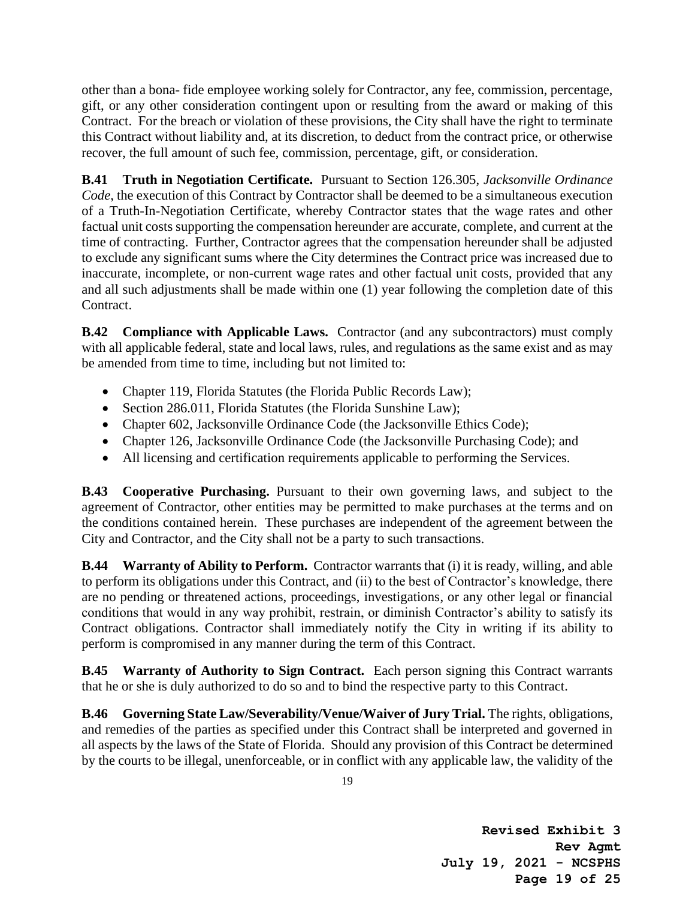other than a bona- fide employee working solely for Contractor, any fee, commission, percentage, gift, or any other consideration contingent upon or resulting from the award or making of this Contract. For the breach or violation of these provisions, the City shall have the right to terminate this Contract without liability and, at its discretion, to deduct from the contract price, or otherwise recover, the full amount of such fee, commission, percentage, gift, or consideration.

**B.41 Truth in Negotiation Certificate.** Pursuant to Section 126.305, *Jacksonville Ordinance Code*, the execution of this Contract by Contractor shall be deemed to be a simultaneous execution of a Truth-In-Negotiation Certificate, whereby Contractor states that the wage rates and other factual unit costs supporting the compensation hereunder are accurate, complete, and current at the time of contracting. Further, Contractor agrees that the compensation hereunder shall be adjusted to exclude any significant sums where the City determines the Contract price was increased due to inaccurate, incomplete, or non-current wage rates and other factual unit costs, provided that any and all such adjustments shall be made within one (1) year following the completion date of this Contract.

**B.42 Compliance with Applicable Laws.** Contractor (and any subcontractors) must comply with all applicable federal, state and local laws, rules, and regulations as the same exist and as may be amended from time to time, including but not limited to:

- Chapter 119, Florida Statutes (the Florida Public Records Law);
- Section 286.011, Florida Statutes (the Florida Sunshine Law);
- Chapter 602, Jacksonville Ordinance Code (the Jacksonville Ethics Code);
- Chapter 126, Jacksonville Ordinance Code (the Jacksonville Purchasing Code); and
- All licensing and certification requirements applicable to performing the Services.

**B.43 Cooperative Purchasing.** Pursuant to their own governing laws, and subject to the agreement of Contractor, other entities may be permitted to make purchases at the terms and on the conditions contained herein. These purchases are independent of the agreement between the City and Contractor, and the City shall not be a party to such transactions.

**B.44 Warranty of Ability to Perform.** Contractor warrants that (i) it is ready, willing, and able to perform its obligations under this Contract, and (ii) to the best of Contractor's knowledge, there are no pending or threatened actions, proceedings, investigations, or any other legal or financial conditions that would in any way prohibit, restrain, or diminish Contractor's ability to satisfy its Contract obligations. Contractor shall immediately notify the City in writing if its ability to perform is compromised in any manner during the term of this Contract.

**B.45 Warranty of Authority to Sign Contract.** Each person signing this Contract warrants that he or she is duly authorized to do so and to bind the respective party to this Contract.

**B.46 Governing State Law/Severability/Venue/Waiver of Jury Trial.** The rights, obligations, and remedies of the parties as specified under this Contract shall be interpreted and governed in all aspects by the laws of the State of Florida. Should any provision of this Contract be determined by the courts to be illegal, unenforceable, or in conflict with any applicable law, the validity of the

Revised Exhibit 3
Rev Agmt
July 19, 2021 - NCSPHS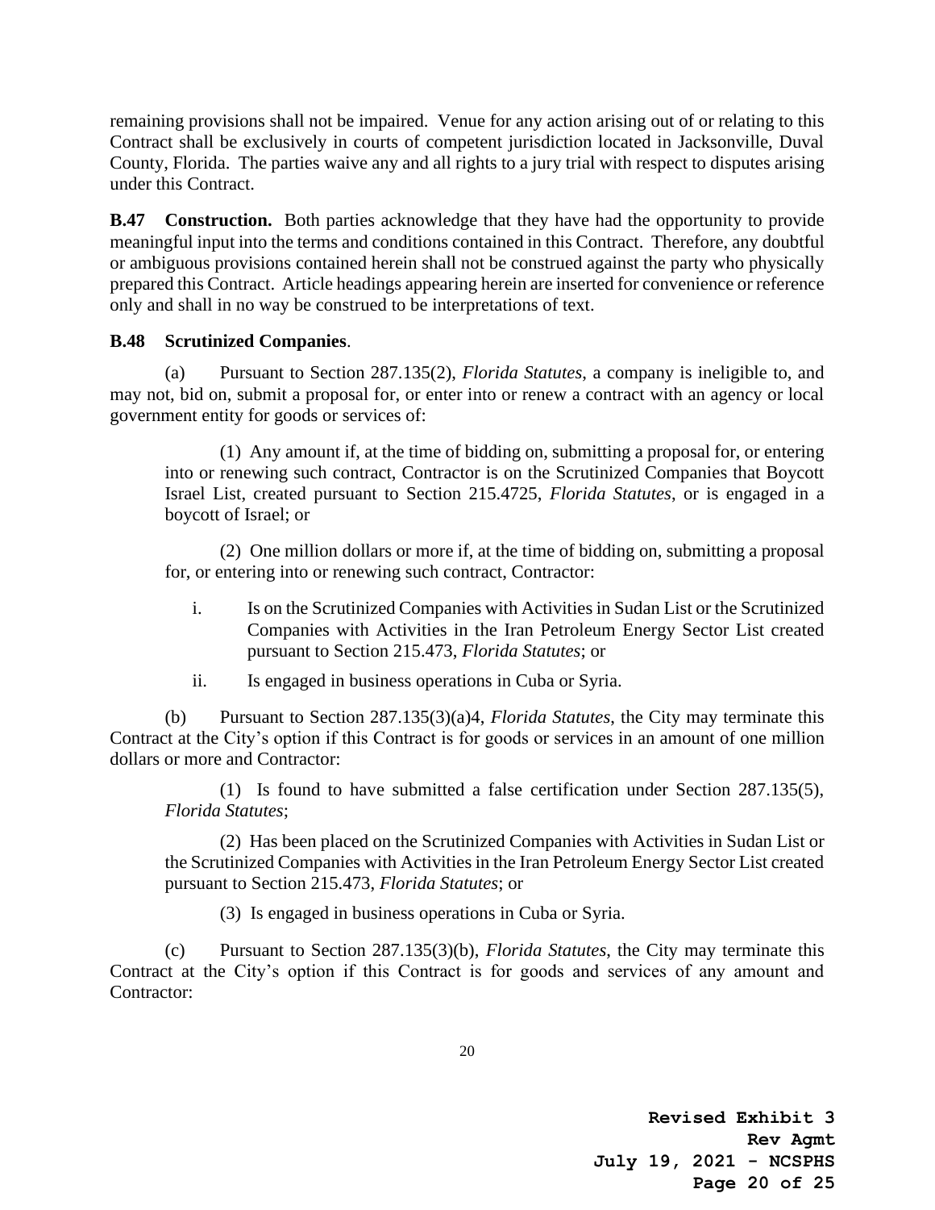remaining provisions shall not be impaired. Venue for any action arising out of or relating to this Contract shall be exclusively in courts of competent jurisdiction located in Jacksonville, Duval County, Florida. The parties waive any and all rights to a jury trial with respect to disputes arising under this Contract.

**B.47 Construction.** Both parties acknowledge that they have had the opportunity to provide meaningful input into the terms and conditions contained in this Contract. Therefore, any doubtful or ambiguous provisions contained herein shall not be construed against the party who physically prepared this Contract. Article headings appearing herein are inserted for convenience or reference only and shall in no way be construed to be interpretations of text.

**B.48 Scrutinized Companies**.

(a) Pursuant to Section 287.135(2), *Florida Statutes*, a company is ineligible to, and may not, bid on, submit a proposal for, or enter into or renew a contract with an agency or local government entity for goods or services of:

(1) Any amount if, at the time of bidding on, submitting a proposal for, or entering into or renewing such contract, Contractor is on the Scrutinized Companies that Boycott Israel List, created pursuant to Section 215.4725, *Florida Statutes*, or is engaged in a boycott of Israel; or

(2) One million dollars or more if, at the time of bidding on, submitting a proposal for, or entering into or renewing such contract, Contractor:

i. Is on the Scrutinized Companies with Activities in Sudan List or the Scrutinized Companies with Activities in the Iran Petroleum Energy Sector List created pursuant to Section 215.473, *Florida Statutes*; or

ii. Is engaged in business operations in Cuba or Syria.

(b) Pursuant to Section 287.135(3)(a)4, *Florida Statutes*, the City may terminate this Contract at the City's option if this Contract is for goods or services in an amount of one million dollars or more and Contractor:

(1) Is found to have submitted a false certification under Section 287.135(5), *Florida Statutes*;

(2) Has been placed on the Scrutinized Companies with Activities in Sudan List or the Scrutinized Companies with Activities in the Iran Petroleum Energy Sector List created pursuant to Section 215.473, *Florida Statutes*; or

(3) Is engaged in business operations in Cuba or Syria.

(c) Pursuant to Section 287.135(3)(b), *Florida Statutes*, the City may terminate this Contract at the City's option if this Contract is for goods and services of any amount and Contractor:

**Revised Exhibit 3**
**Rev Agmt**
**July 19, 2021 - NCSPHS**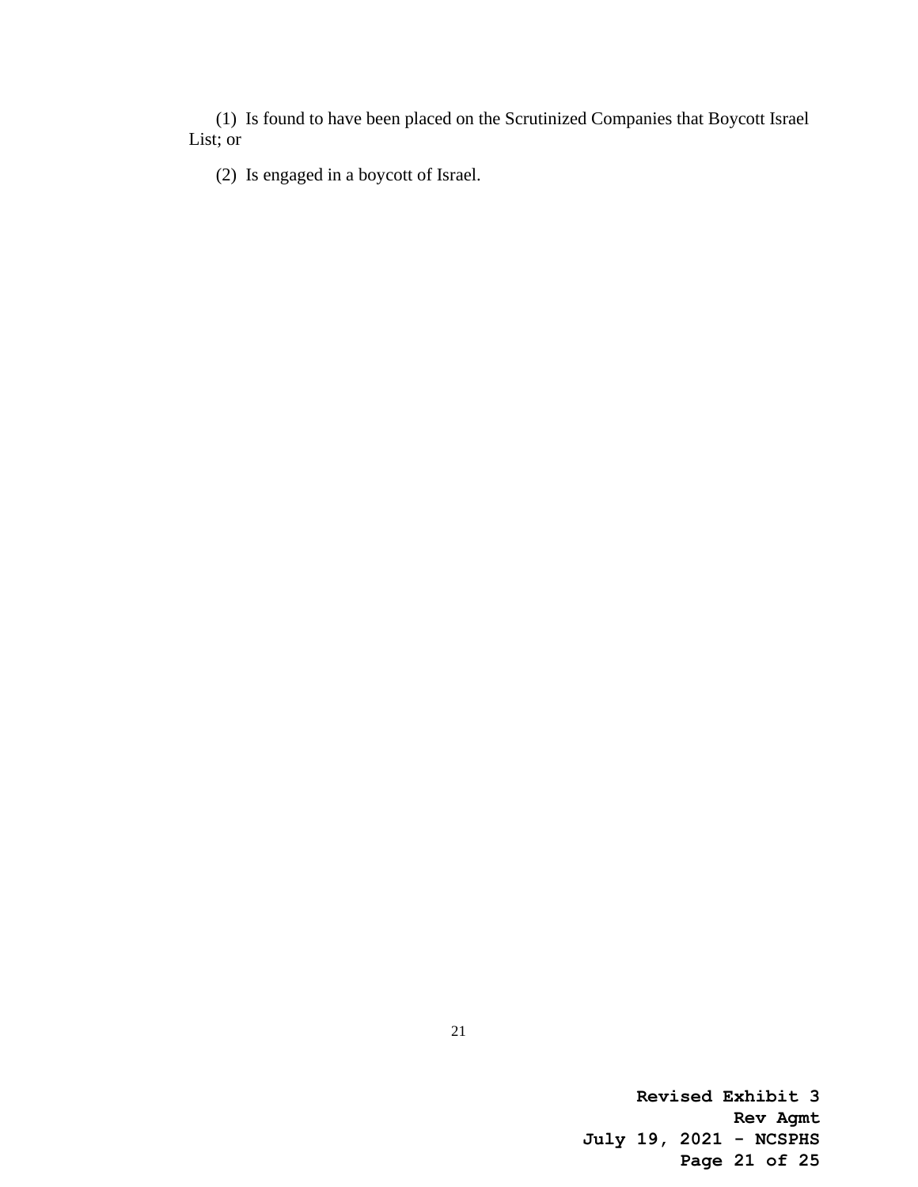(1) Is found to have been placed on the Scrutinized Companies that Boycott Israel List; or

(2) Is engaged in a boycott of Israel.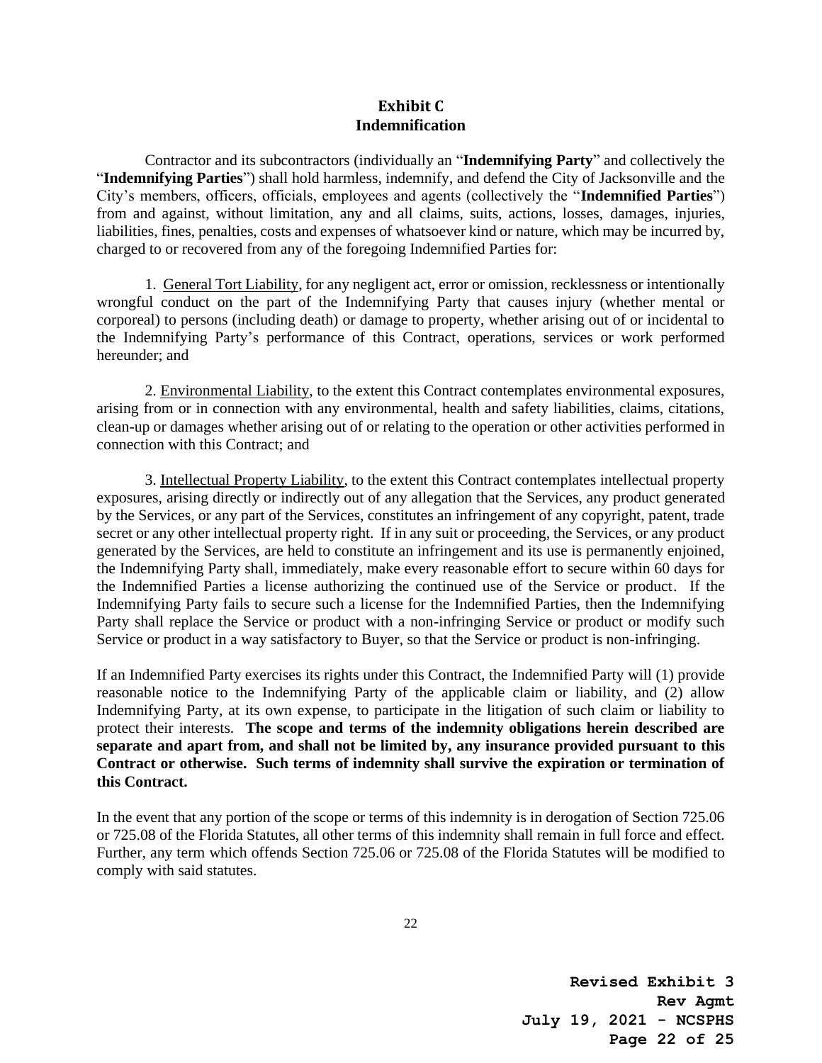## Exhibit C
## Indemnification

Contractor and its subcontractors (individually an "**Indemnifying Party**" and collectively the "**Indemnifying Parties**") shall hold harmless, indemnify, and defend the City of Jacksonville and the City's members, officers, officials, employees and agents (collectively the "**Indemnified Parties**") from and against, without limitation, any and all claims, suits, actions, losses, damages, injuries, liabilities, fines, penalties, costs and expenses of whatsoever kind or nature, which may be incurred by, charged to or recovered from any of the foregoing Indemnified Parties for:

1. <u>General Tort Liability</u>, for any negligent act, error or omission, recklessness or intentionally wrongful conduct on the part of the Indemnifying Party that causes injury (whether mental or corporeal) to persons (including death) or damage to property, whether arising out of or incidental to the Indemnifying Party's performance of this Contract, operations, services or work performed hereunder; and

2. <u>Environmental Liability</u>, to the extent this Contract contemplates environmental exposures, arising from or in connection with any environmental, health and safety liabilities, claims, citations, clean-up or damages whether arising out of or relating to the operation or other activities performed in connection with this Contract; and

3. <u>Intellectual Property Liability</u>, to the extent this Contract contemplates intellectual property exposures, arising directly or indirectly out of any allegation that the Services, any product generated by the Services, or any part of the Services, constitutes an infringement of any copyright, patent, trade secret or any other intellectual property right. If in any suit or proceeding, the Services, or any product generated by the Services, are held to constitute an infringement and its use is permanently enjoined, the Indemnifying Party shall, immediately, make every reasonable effort to secure within 60 days for the Indemnified Parties a license authorizing the continued use of the Service or product. If the Indemnifying Party fails to secure such a license for the Indemnified Parties, then the Indemnifying Party shall replace the Service or product with a non-infringing Service or product or modify such Service or product in a way satisfactory to Buyer, so that the Service or product is non-infringing.

If an Indemnified Party exercises its rights under this Contract, the Indemnified Party will (1) provide reasonable notice to the Indemnifying Party of the applicable claim or liability, and (2) allow Indemnifying Party, at its own expense, to participate in the litigation of such claim or liability to protect their interests. **The scope and terms of the indemnity obligations herein described are separate and apart from, and shall not be limited by, any insurance provided pursuant to this Contract or otherwise. Such terms of indemnity shall survive the expiration or termination of this Contract.**

In the event that any portion of the scope or terms of this indemnity is in derogation of Section 725.06 or 725.08 of the Florida Statutes, all other terms of this indemnity shall remain in full force and effect. Further, any term which offends Section 725.06 or 725.08 of the Florida Statutes will be modified to comply with said statutes.

**Revised Exhibit 3**
**Rev Agmt**
**July 19, 2021 - NCSPHS**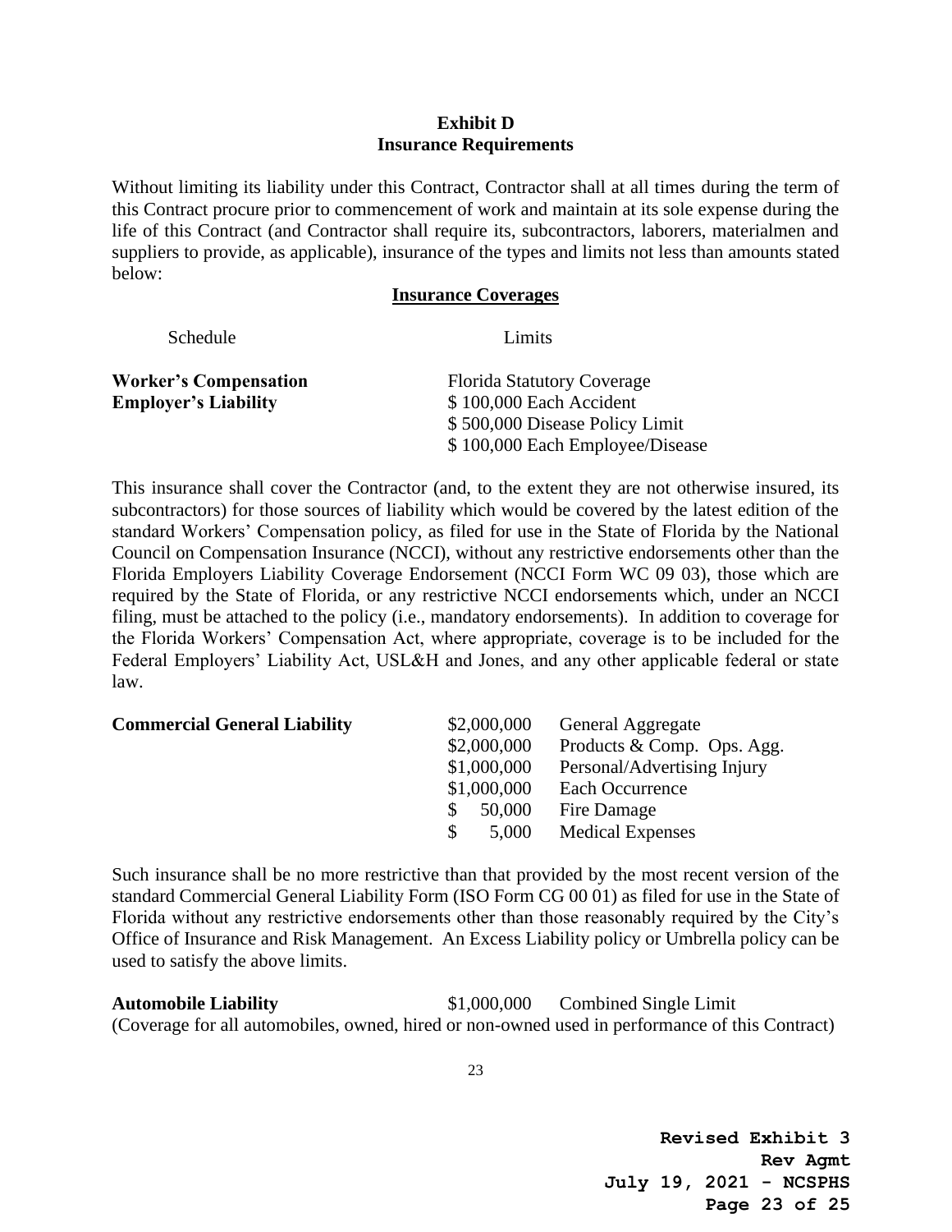## Exhibit D
## Insurance Requirements

Without limiting its liability under this Contract, Contractor shall at all times during the term of this Contract procure prior to commencement of work and maintain at its sole expense during the life of this Contract (and Contractor shall require its, subcontractors, laborers, materialmen and suppliers to provide, as applicable), insurance of the types and limits not less than amounts stated below:

### Insurance Coverages

| Schedule | Limits |
|---|---|
| **Worker's Compensation** | Florida Statutory Coverage |
| **Employer's Liability** | $ 100,000 Each Accident |
| | $ 500,000 Disease Policy Limit |
| | $ 100,000 Each Employee/Disease |

This insurance shall cover the Contractor (and, to the extent they are not otherwise insured, its subcontractors) for those sources of liability which would be covered by the latest edition of the standard Workers' Compensation policy, as filed for use in the State of Florida by the National Council on Compensation Insurance (NCCI), without any restrictive endorsements other than the Florida Employers Liability Coverage Endorsement (NCCI Form WC 09 03), those which are required by the State of Florida, or any restrictive NCCI endorsements which, under an NCCI filing, must be attached to the policy (i.e., mandatory endorsements). In addition to coverage for the Florida Workers' Compensation Act, where appropriate, coverage is to be included for the Federal Employers' Liability Act, USL&H and Jones, and any other applicable federal or state law.

| **Commercial General Liability** | | |
|---|---|---|
| | $2,000,000 | General Aggregate |
| | $2,000,000 | Products & Comp. Ops. Agg. |
| | $1,000,000 | Personal/Advertising Injury |
| | $1,000,000 | Each Occurrence |
| | $ 50,000 | Fire Damage |
| | $ 5,000 | Medical Expenses |

Such insurance shall be no more restrictive than that provided by the most recent version of the standard Commercial General Liability Form (ISO Form CG 00 01) as filed for use in the State of Florida without any restrictive endorsements other than those reasonably required by the City's Office of Insurance and Risk Management. An Excess Liability policy or Umbrella policy can be used to satisfy the above limits.

**Automobile Liability** $1,000,000 Combined Single Limit
(Coverage for all automobiles, owned, hired or non-owned used in performance of this Contract)

Revised Exhibit 3
Rev Agmt
July 19, 2021 - NCSPHS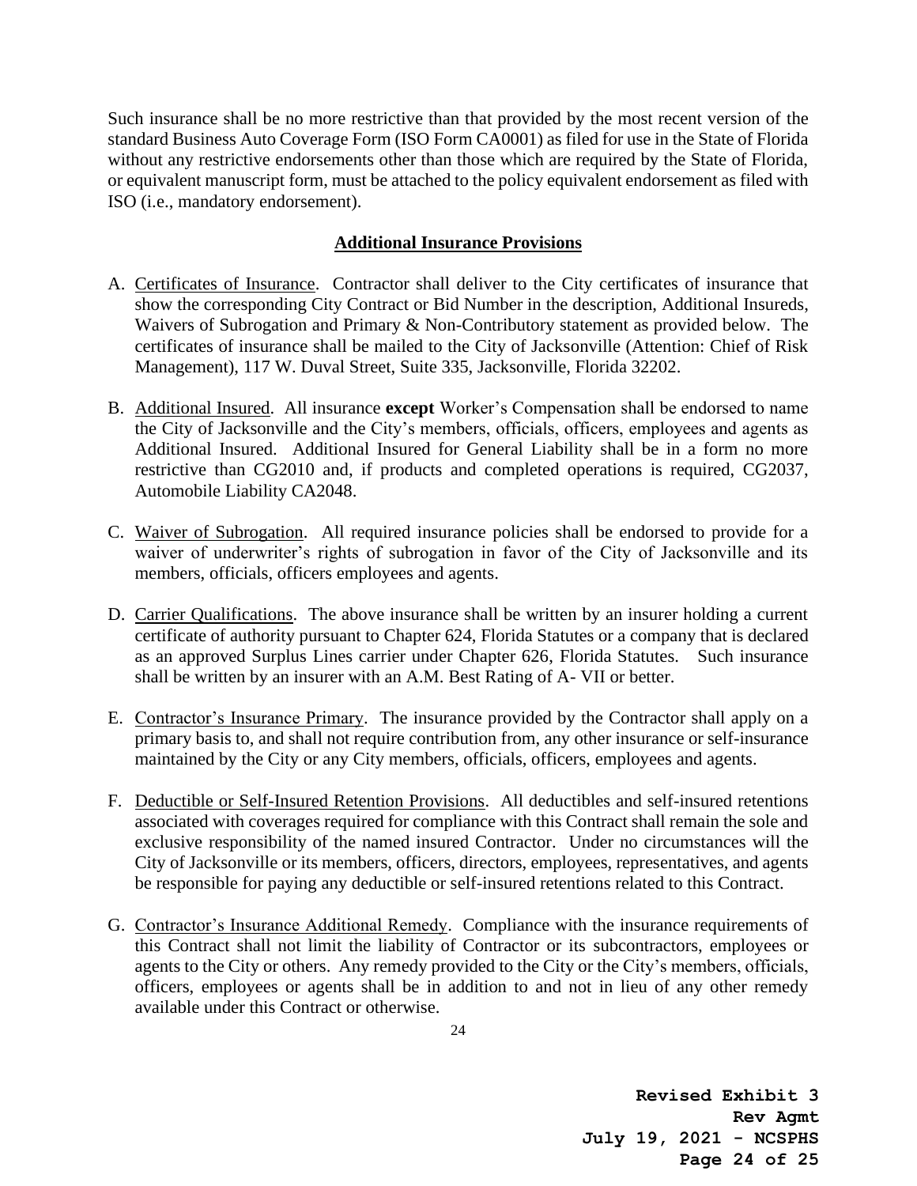Such insurance shall be no more restrictive than that provided by the most recent version of the standard Business Auto Coverage Form (ISO Form CA0001) as filed for use in the State of Florida without any restrictive endorsements other than those which are required by the State of Florida, or equivalent manuscript form, must be attached to the policy equivalent endorsement as filed with ISO (i.e., mandatory endorsement).

## Additional Insurance Provisions

A. Certificates of Insurance. Contractor shall deliver to the City certificates of insurance that show the corresponding City Contract or Bid Number in the description, Additional Insureds, Waivers of Subrogation and Primary & Non-Contributory statement as provided below. The certificates of insurance shall be mailed to the City of Jacksonville (Attention: Chief of Risk Management), 117 W. Duval Street, Suite 335, Jacksonville, Florida 32202.

B. Additional Insured. All insurance **except** Worker's Compensation shall be endorsed to name the City of Jacksonville and the City's members, officials, officers, employees and agents as Additional Insured. Additional Insured for General Liability shall be in a form no more restrictive than CG2010 and, if products and completed operations is required, CG2037, Automobile Liability CA2048.

C. Waiver of Subrogation. All required insurance policies shall be endorsed to provide for a waiver of underwriter's rights of subrogation in favor of the City of Jacksonville and its members, officials, officers employees and agents.

D. Carrier Qualifications. The above insurance shall be written by an insurer holding a current certificate of authority pursuant to Chapter 624, Florida Statutes or a company that is declared as an approved Surplus Lines carrier under Chapter 626, Florida Statutes. Such insurance shall be written by an insurer with an A.M. Best Rating of A- VII or better.

E. Contractor's Insurance Primary. The insurance provided by the Contractor shall apply on a primary basis to, and shall not require contribution from, any other insurance or self-insurance maintained by the City or any City members, officials, officers, employees and agents.

F. Deductible or Self-Insured Retention Provisions. All deductibles and self-insured retentions associated with coverages required for compliance with this Contract shall remain the sole and exclusive responsibility of the named insured Contractor. Under no circumstances will the City of Jacksonville or its members, officers, directors, employees, representatives, and agents be responsible for paying any deductible or self-insured retentions related to this Contract.

G. Contractor's Insurance Additional Remedy. Compliance with the insurance requirements of this Contract shall not limit the liability of Contractor or its subcontractors, employees or agents to the City or others. Any remedy provided to the City or the City's members, officials, officers, employees or agents shall be in addition to and not in lieu of any other remedy available under this Contract or otherwise.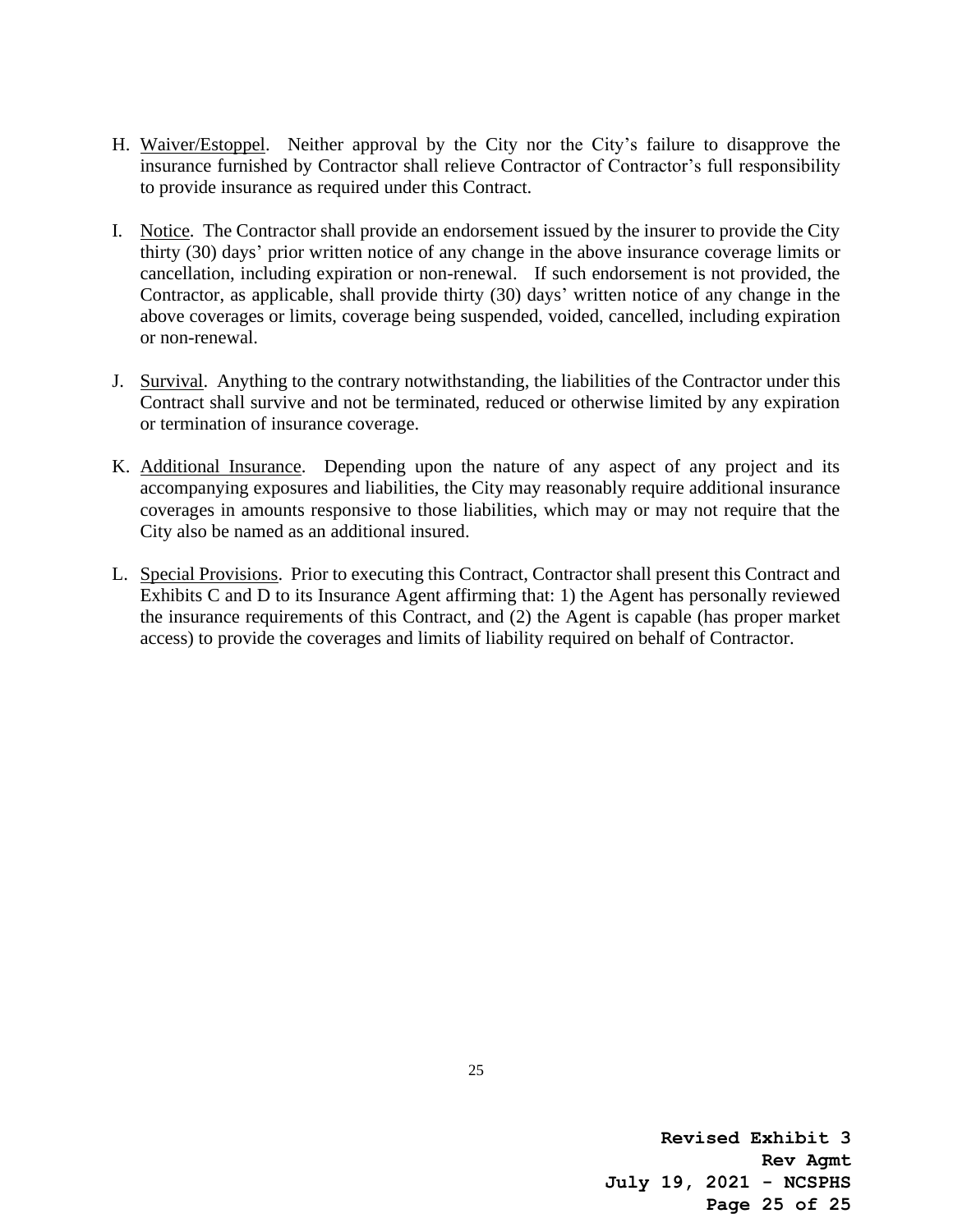H. Waiver/Estoppel. Neither approval by the City nor the City's failure to disapprove the insurance furnished by Contractor shall relieve Contractor of Contractor's full responsibility to provide insurance as required under this Contract.

I. Notice. The Contractor shall provide an endorsement issued by the insurer to provide the City thirty (30) days' prior written notice of any change in the above insurance coverage limits or cancellation, including expiration or non-renewal. If such endorsement is not provided, the Contractor, as applicable, shall provide thirty (30) days' written notice of any change in the above coverages or limits, coverage being suspended, voided, cancelled, including expiration or non-renewal.

J. Survival. Anything to the contrary notwithstanding, the liabilities of the Contractor under this Contract shall survive and not be terminated, reduced or otherwise limited by any expiration or termination of insurance coverage.

K. Additional Insurance. Depending upon the nature of any aspect of any project and its accompanying exposures and liabilities, the City may reasonably require additional insurance coverages in amounts responsive to those liabilities, which may or may not require that the City also be named as an additional insured.

L. Special Provisions. Prior to executing this Contract, Contractor shall present this Contract and Exhibits C and D to its Insurance Agent affirming that: 1) the Agent has personally reviewed the insurance requirements of this Contract, and (2) the Agent is capable (has proper market access) to provide the coverages and limits of liability required on behalf of Contractor.